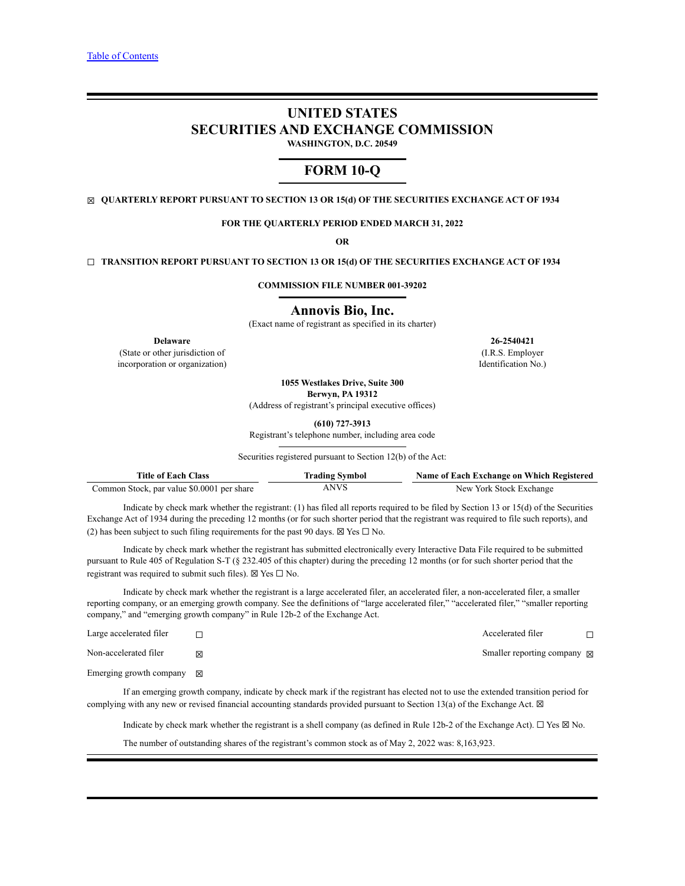[Table of Contents](#)

# UNITED STATES SECURITIES AND EXCHANGE COMMISSION

**WASHINGTON, D.C. 20549**

## FORM 10-Q

☒ **QUARTERLY REPORT PURSUANT TO SECTION 13 OR 15(d) OF THE SECURITIES EXCHANGE ACT OF 1934**

**FOR THE QUARTERLY PERIOD ENDED MARCH 31, 2022**

**OR**

☐ **TRANSITION REPORT PURSUANT TO SECTION 13 OR 15(d) OF THE SECURITIES EXCHANGE ACT OF 1934**

**COMMISSION FILE NUMBER 001-39202**

## Annovis Bio, Inc.

(Exact name of registrant as specified in its charter)

| **Delaware** | **26-2540421** |
|---|---|
| (State or other jurisdiction of incorporation or organization) | (I.R.S. Employer Identification No.) |

**1055 Westlakes Drive, Suite 300**
**Berwyn, PA 19312**
(Address of registrant's principal executive offices)

**(610) 727-3913**
Registrant's telephone number, including area code

Securities registered pursuant to Section 12(b) of the Act:

| Title of Each Class | Trading Symbol | Name of Each Exchange on Which Registered |
|---|---|---|
| Common Stock, par value $0.0001 per share | ANVS | New York Stock Exchange |

Indicate by check mark whether the registrant: (1) has filed all reports required to be filed by Section 13 or 15(d) of the Securities Exchange Act of 1934 during the preceding 12 months (or for such shorter period that the registrant was required to file such reports), and (2) has been subject to such filing requirements for the past 90 days. ☒ Yes ☐ No.

Indicate by check mark whether the registrant has submitted electronically every Interactive Data File required to be submitted pursuant to Rule 405 of Regulation S-T (§ 232.405 of this chapter) during the preceding 12 months (or for such shorter period that the registrant was required to submit such files). ☒ Yes ☐ No.

Indicate by check mark whether the registrant is a large accelerated filer, an accelerated filer, a non-accelerated filer, a smaller reporting company, or an emerging growth company. See the definitions of "large accelerated filer," "accelerated filer," "smaller reporting company," and "emerging growth company" in Rule 12b-2 of the Exchange Act.

| | | | |
|---|---|---|---|
| Large accelerated filer | ☐ | Accelerated filer | ☐ |
| Non-accelerated filer | ☒ | Smaller reporting company | ☒ |
| Emerging growth company | ☒ | | |

If an emerging growth company, indicate by check mark if the registrant has elected not to use the extended transition period for complying with any new or revised financial accounting standards provided pursuant to Section 13(a) of the Exchange Act. ☒

Indicate by check mark whether the registrant is a shell company (as defined in Rule 12b-2 of the Exchange Act). ☐ Yes ☒ No.

The number of outstanding shares of the registrant's common stock as of May 2, 2022 was: 8,163,923.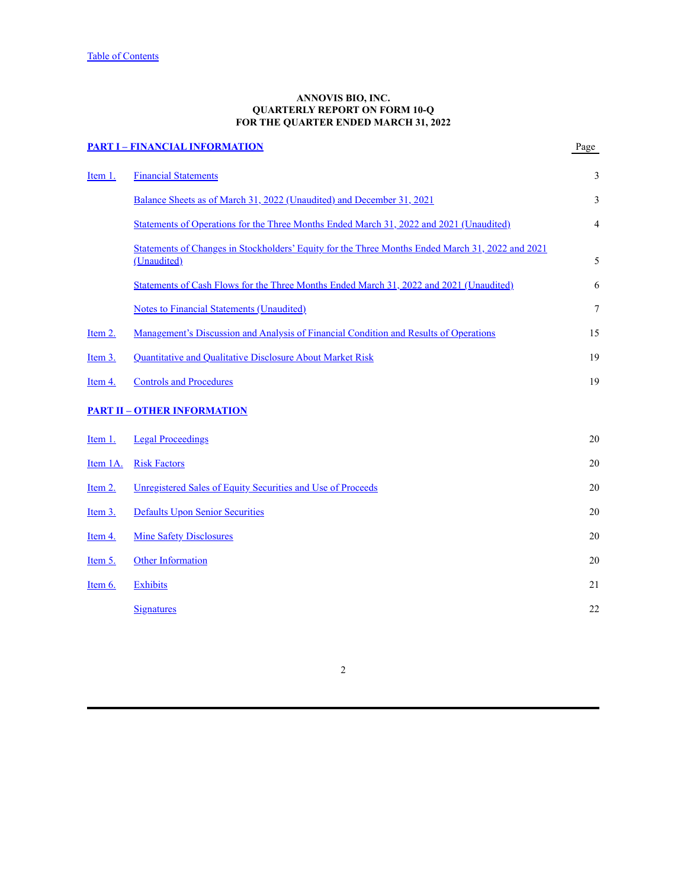Table of Contents

**ANNOVIS BIO, INC.**
**QUARTERLY REPORT ON FORM 10-Q**
**FOR THE QUARTER ENDED MARCH 31, 2022**

| **PART I – FINANCIAL INFORMATION** | | Page |
|---|---|---|
| Item 1. | Financial Statements | 3 |
| | Balance Sheets as of March 31, 2022 (Unaudited) and December 31, 2021 | 3 |
| | Statements of Operations for the Three Months Ended March 31, 2022 and 2021 (Unaudited) | 4 |
| | Statements of Changes in Stockholders' Equity for the Three Months Ended March 31, 2022 and 2021 (Unaudited) | 5 |
| | Statements of Cash Flows for the Three Months Ended March 31, 2022 and 2021 (Unaudited) | 6 |
| | Notes to Financial Statements (Unaudited) | 7 |
| Item 2. | Management's Discussion and Analysis of Financial Condition and Results of Operations | 15 |
| Item 3. | Quantitative and Qualitative Disclosure About Market Risk | 19 |
| Item 4. | Controls and Procedures | 19 |
| **PART II – OTHER INFORMATION** | | |
| Item 1. | Legal Proceedings | 20 |
| Item 1A. | Risk Factors | 20 |
| Item 2. | Unregistered Sales of Equity Securities and Use of Proceeds | 20 |
| Item 3. | Defaults Upon Senior Securities | 20 |
| Item 4. | Mine Safety Disclosures | 20 |
| Item 5. | Other Information | 20 |
| Item 6. | Exhibits | 21 |
| | Signatures | 22 |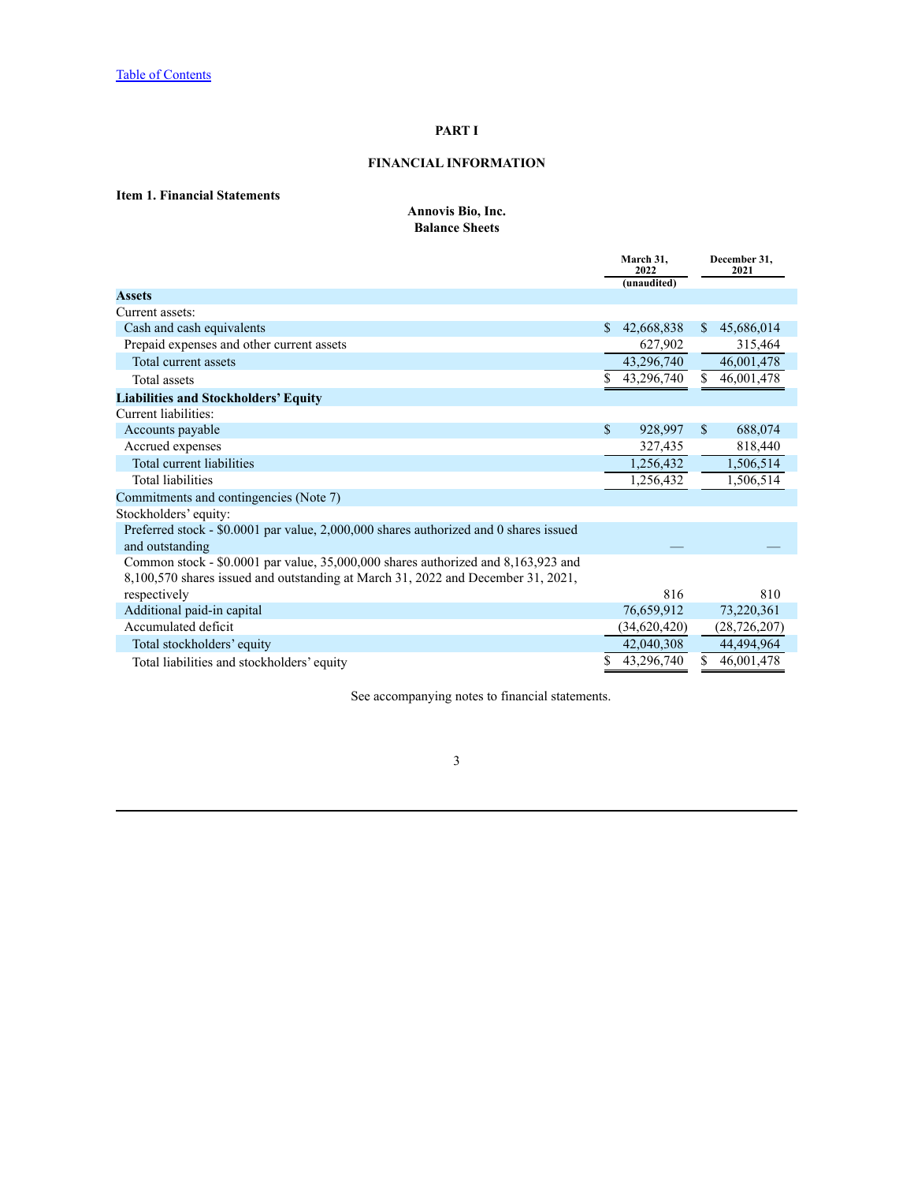[Table of Contents](#)

# PART I

# FINANCIAL INFORMATION

## Item 1. Financial Statements

### Annovis Bio, Inc.
### Balance Sheets

| | March 31, 2022 (unaudited) | December 31, 2021 |
|---|---|---|
| **Assets** | | |
| Current assets: | | |
| Cash and cash equivalents | $ 42,668,838 | $ 45,686,014 |
| Prepaid expenses and other current assets | 627,902 | 315,464 |
| Total current assets | 43,296,740 | 46,001,478 |
| Total assets | $ 43,296,740 | $ 46,001,478 |
| **Liabilities and Stockholders' Equity** | | |
| Current liabilities: | | |
| Accounts payable | $ 928,997 | $ 688,074 |
| Accrued expenses | 327,435 | 818,440 |
| Total current liabilities | 1,256,432 | 1,506,514 |
| Total liabilities | 1,256,432 | 1,506,514 |
| Commitments and contingencies (Note 7) | | |
| Stockholders' equity: | | |
| Preferred stock - $0.0001 par value, 2,000,000 shares authorized and 0 shares issued and outstanding | — | — |
| Common stock - $0.0001 par value, 35,000,000 shares authorized and 8,163,923 and 8,100,570 shares issued and outstanding at March 31, 2022 and December 31, 2021, respectively | 816 | 810 |
| Additional paid-in capital | 76,659,912 | 73,220,361 |
| Accumulated deficit | (34,620,420) | (28,726,207) |
| Total stockholders' equity | 42,040,308 | 44,494,964 |
| Total liabilities and stockholders' equity | $ 43,296,740 | $ 46,001,478 |

See accompanying notes to financial statements.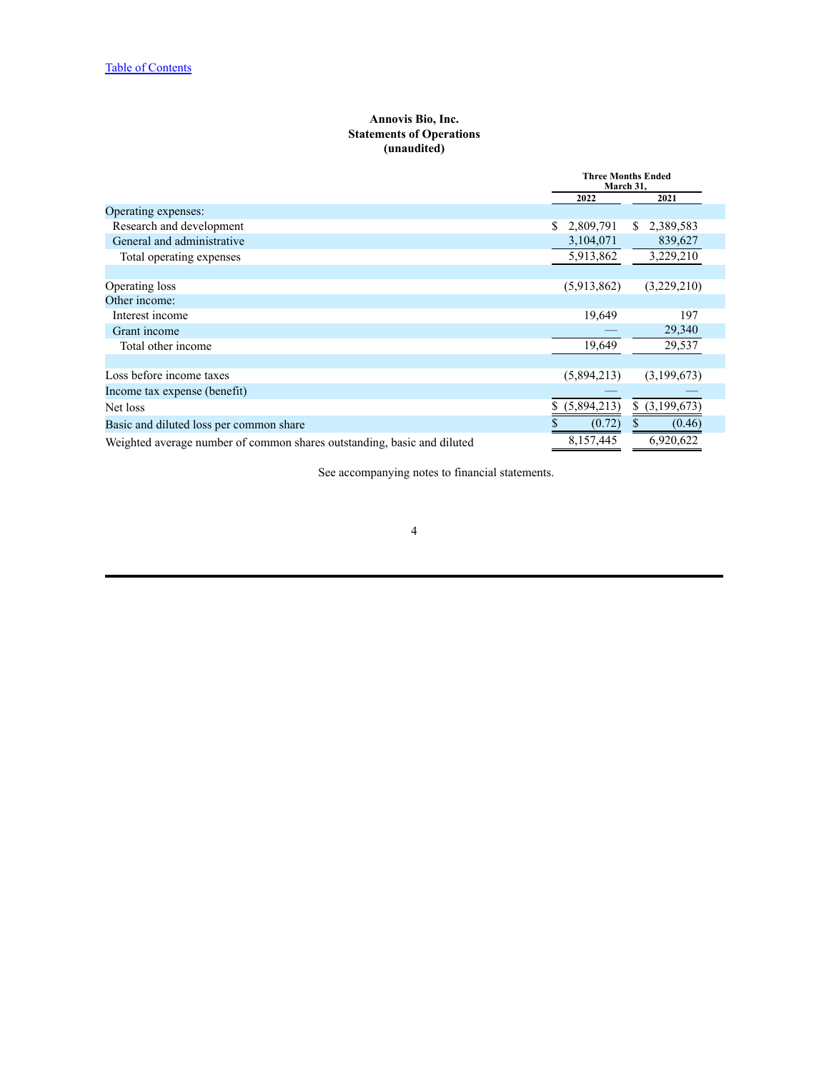**Annovis Bio, Inc.**
**Statements of Operations**
**(unaudited)**

| | Three Months Ended March 31, | |
|---|---|---|
| | 2022 | 2021 |
| Operating expenses: | | |
| Research and development | $ 2,809,791 | $ 2,389,583 |
| General and administrative | 3,104,071 | 839,627 |
| Total operating expenses | 5,913,862 | 3,229,210 |
| | | |
| Operating loss | (5,913,862) | (3,229,210) |
| Other income: | | |
| Interest income | 19,649 | 197 |
| Grant income | — | 29,340 |
| Total other income | 19,649 | 29,537 |
| | | |
| Loss before income taxes | (5,894,213) | (3,199,673) |
| Income tax expense (benefit) | — | — |
| Net loss | $ (5,894,213) | $ (3,199,673) |
| Basic and diluted loss per common share | $ (0.72) | $ (0.46) |
| Weighted average number of common shares outstanding, basic and diluted | 8,157,445 | 6,920,622 |

See accompanying notes to financial statements.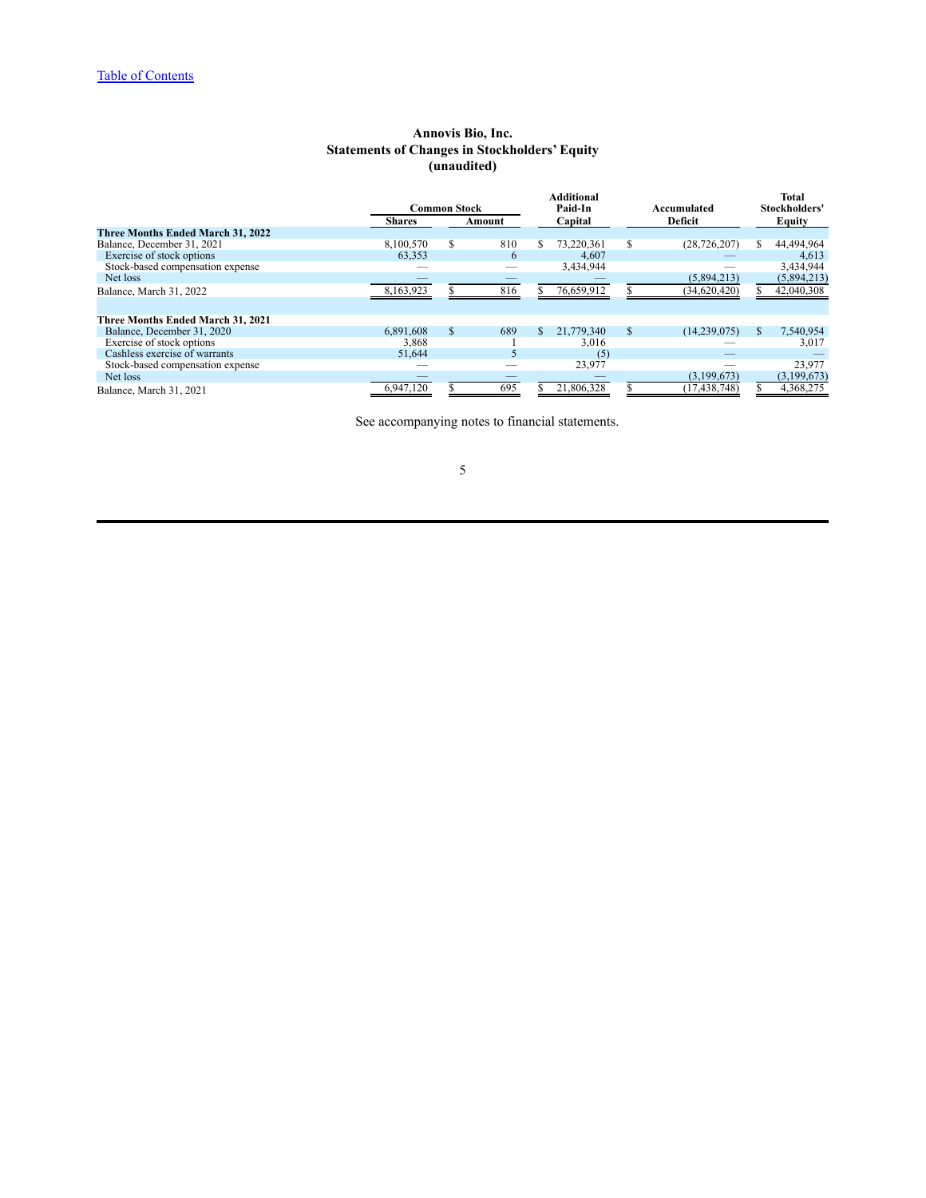[Table of Contents](#)

# Annovis Bio, Inc.
## Statements of Changes in Stockholders' Equity
### (unaudited)

| | Common Stock | | Additional Paid-In Capital | Accumulated Deficit | Total Stockholders' Equity |
|---|---|---|---|---|---|
| | Shares | Amount | | | |
| **Three Months Ended March 31, 2022** | | | | | |
| Balance, December 31, 2021 | 8,100,570 | $ 810 | $ 73,220,361 | $ (28,726,207) | $ 44,494,964 |
| Exercise of stock options | 63,353 | 6 | 4,607 | — | 4,613 |
| Stock-based compensation expense | — | — | 3,434,944 | — | 3,434,944 |
| Net loss | — | — | — | (5,894,213) | (5,894,213) |
| Balance, March 31, 2022 | 8,163,923 | $ 816 | $ 76,659,912 | $ (34,620,420) | $ 42,040,308 |
| | | | | | |
| **Three Months Ended March 31, 2021** | | | | | |
| Balance, December 31, 2020 | 6,891,608 | $ 689 | $ 21,779,340 | $ (14,239,075) | $ 7,540,954 |
| Exercise of stock options | 3,868 | 1 | 3,016 | — | 3,017 |
| Cashless exercise of warrants | 51,644 | 5 | (5) | — | — |
| Stock-based compensation expense | — | — | 23,977 | — | 23,977 |
| Net loss | — | — | — | (3,199,673) | (3,199,673) |
| Balance, March 31, 2021 | 6,947,120 | $ 695 | $ 21,806,328 | $ (17,438,748) | $ 4,368,275 |

See accompanying notes to financial statements.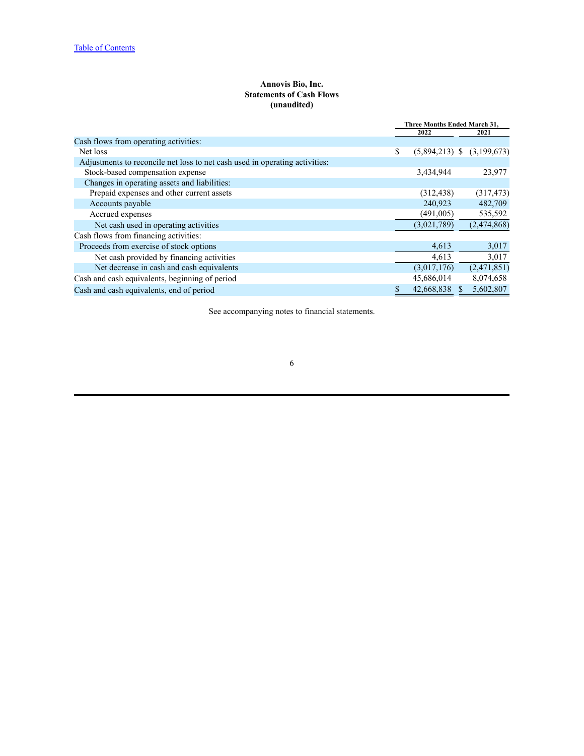**Annovis Bio, Inc.**
**Statements of Cash Flows**
**(unaudited)**

| | Three Months Ended March 31, | |
|---|---|---|
| | 2022 | 2021 |
| Cash flows from operating activities: | | |
| Net loss | $ (5,894,213) | $ (3,199,673) |
| Adjustments to reconcile net loss to net cash used in operating activities: | | |
| Stock-based compensation expense | 3,434,944 | 23,977 |
| Changes in operating assets and liabilities: | | |
| Prepaid expenses and other current assets | (312,438) | (317,473) |
| Accounts payable | 240,923 | 482,709 |
| Accrued expenses | (491,005) | 535,592 |
| Net cash used in operating activities | (3,021,789) | (2,474,868) |
| Cash flows from financing activities: | | |
| Proceeds from exercise of stock options | 4,613 | 3,017 |
| Net cash provided by financing activities | 4,613 | 3,017 |
| Net decrease in cash and cash equivalents | (3,017,176) | (2,471,851) |
| Cash and cash equivalents, beginning of period | 45,686,014 | 8,074,658 |
| Cash and cash equivalents, end of period | $ 42,668,838 | $ 5,602,807 |

See accompanying notes to financial statements.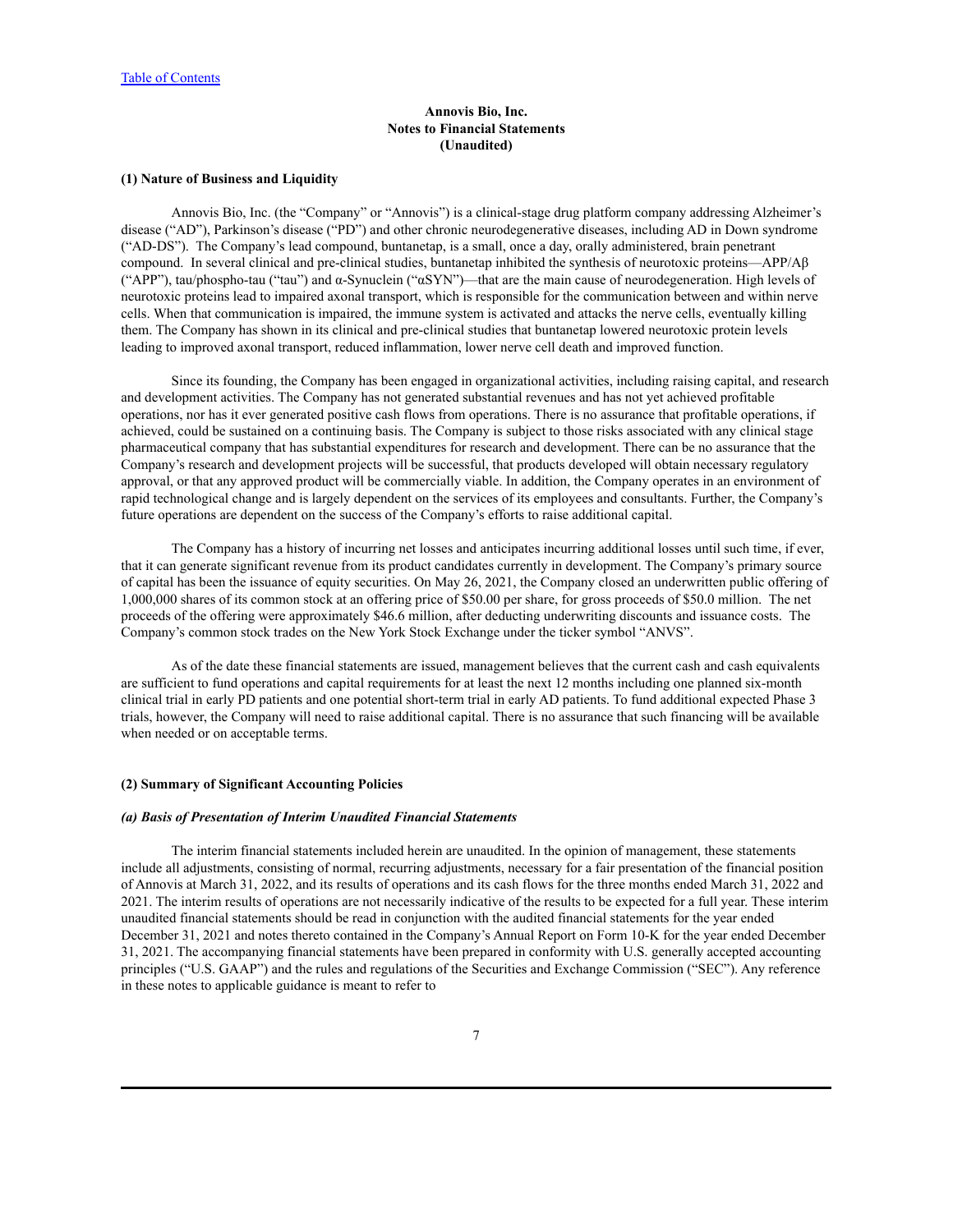# Annovis Bio, Inc.
## Notes to Financial Statements
## (Unaudited)

**(1) Nature of Business and Liquidity**

Annovis Bio, Inc. (the "Company" or "Annovis") is a clinical-stage drug platform company addressing Alzheimer's disease ("AD"), Parkinson's disease ("PD") and other chronic neurodegenerative diseases, including AD in Down syndrome ("AD-DS"). The Company's lead compound, buntanetap, is a small, once a day, orally administered, brain penetrant compound. In several clinical and pre-clinical studies, buntanetap inhibited the synthesis of neurotoxic proteins—APP/Aβ ("APP"), tau/phospho-tau ("tau") and α-Synuclein ("αSYN")—that are the main cause of neurodegeneration. High levels of neurotoxic proteins lead to impaired axonal transport, which is responsible for the communication between and within nerve cells. When that communication is impaired, the immune system is activated and attacks the nerve cells, eventually killing them. The Company has shown in its clinical and pre-clinical studies that buntanetap lowered neurotoxic protein levels leading to improved axonal transport, reduced inflammation, lower nerve cell death and improved function.

Since its founding, the Company has been engaged in organizational activities, including raising capital, and research and development activities. The Company has not generated substantial revenues and has not yet achieved profitable operations, nor has it ever generated positive cash flows from operations. There is no assurance that profitable operations, if achieved, could be sustained on a continuing basis. The Company is subject to those risks associated with any clinical stage pharmaceutical company that has substantial expenditures for research and development. There can be no assurance that the Company's research and development projects will be successful, that products developed will obtain necessary regulatory approval, or that any approved product will be commercially viable. In addition, the Company operates in an environment of rapid technological change and is largely dependent on the services of its employees and consultants. Further, the Company's future operations are dependent on the success of the Company's efforts to raise additional capital.

The Company has a history of incurring net losses and anticipates incurring additional losses until such time, if ever, that it can generate significant revenue from its product candidates currently in development. The Company's primary source of capital has been the issuance of equity securities. On May 26, 2021, the Company closed an underwritten public offering of 1,000,000 shares of its common stock at an offering price of $50.00 per share, for gross proceeds of $50.0 million. The net proceeds of the offering were approximately $46.6 million, after deducting underwriting discounts and issuance costs. The Company's common stock trades on the New York Stock Exchange under the ticker symbol "ANVS".

As of the date these financial statements are issued, management believes that the current cash and cash equivalents are sufficient to fund operations and capital requirements for at least the next 12 months including one planned six-month clinical trial in early PD patients and one potential short-term trial in early AD patients. To fund additional expected Phase 3 trials, however, the Company will need to raise additional capital. There is no assurance that such financing will be available when needed or on acceptable terms.

**(2) Summary of Significant Accounting Policies**

***(a) Basis of Presentation of Interim Unaudited Financial Statements***

The interim financial statements included herein are unaudited. In the opinion of management, these statements include all adjustments, consisting of normal, recurring adjustments, necessary for a fair presentation of the financial position of Annovis at March 31, 2022, and its results of operations and its cash flows for the three months ended March 31, 2022 and 2021. The interim results of operations are not necessarily indicative of the results to be expected for a full year. These interim unaudited financial statements should be read in conjunction with the audited financial statements for the year ended December 31, 2021 and notes thereto contained in the Company's Annual Report on Form 10-K for the year ended December 31, 2021. The accompanying financial statements have been prepared in conformity with U.S. generally accepted accounting principles ("U.S. GAAP") and the rules and regulations of the Securities and Exchange Commission ("SEC"). Any reference in these notes to applicable guidance is meant to refer to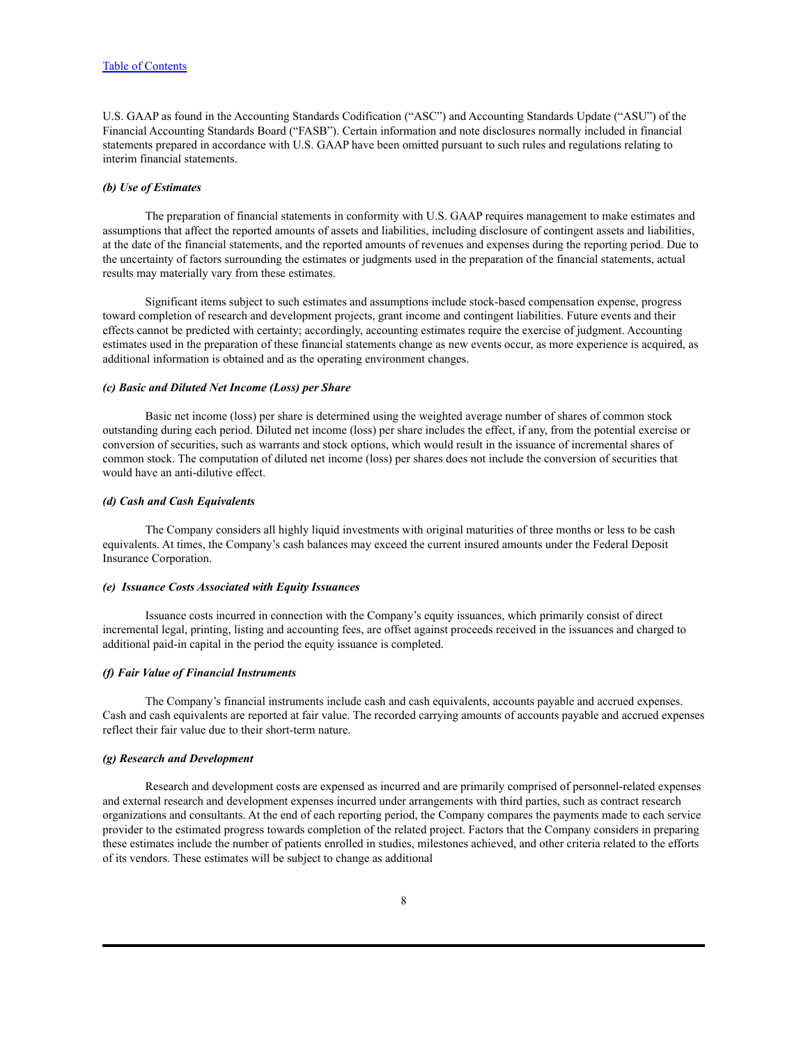U.S. GAAP as found in the Accounting Standards Codification ("ASC") and Accounting Standards Update ("ASU") of the Financial Accounting Standards Board ("FASB"). Certain information and note disclosures normally included in financial statements prepared in accordance with U.S. GAAP have been omitted pursuant to such rules and regulations relating to interim financial statements.

***(b) Use of Estimates***

The preparation of financial statements in conformity with U.S. GAAP requires management to make estimates and assumptions that affect the reported amounts of assets and liabilities, including disclosure of contingent assets and liabilities, at the date of the financial statements, and the reported amounts of revenues and expenses during the reporting period. Due to the uncertainty of factors surrounding the estimates or judgments used in the preparation of the financial statements, actual results may materially vary from these estimates.

Significant items subject to such estimates and assumptions include stock-based compensation expense, progress toward completion of research and development projects, grant income and contingent liabilities. Future events and their effects cannot be predicted with certainty; accordingly, accounting estimates require the exercise of judgment. Accounting estimates used in the preparation of these financial statements change as new events occur, as more experience is acquired, as additional information is obtained and as the operating environment changes.

***(c) Basic and Diluted Net Income (Loss) per Share***

Basic net income (loss) per share is determined using the weighted average number of shares of common stock outstanding during each period. Diluted net income (loss) per share includes the effect, if any, from the potential exercise or conversion of securities, such as warrants and stock options, which would result in the issuance of incremental shares of common stock. The computation of diluted net income (loss) per shares does not include the conversion of securities that would have an anti-dilutive effect.

***(d) Cash and Cash Equivalents***

The Company considers all highly liquid investments with original maturities of three months or less to be cash equivalents. At times, the Company's cash balances may exceed the current insured amounts under the Federal Deposit Insurance Corporation.

***(e) Issuance Costs Associated with Equity Issuances***

Issuance costs incurred in connection with the Company's equity issuances, which primarily consist of direct incremental legal, printing, listing and accounting fees, are offset against proceeds received in the issuances and charged to additional paid-in capital in the period the equity issuance is completed.

***(f) Fair Value of Financial Instruments***

The Company's financial instruments include cash and cash equivalents, accounts payable and accrued expenses. Cash and cash equivalents are reported at fair value. The recorded carrying amounts of accounts payable and accrued expenses reflect their fair value due to their short-term nature.

***(g) Research and Development***

Research and development costs are expensed as incurred and are primarily comprised of personnel-related expenses and external research and development expenses incurred under arrangements with third parties, such as contract research organizations and consultants. At the end of each reporting period, the Company compares the payments made to each service provider to the estimated progress towards completion of the related project. Factors that the Company considers in preparing these estimates include the number of patients enrolled in studies, milestones achieved, and other criteria related to the efforts of its vendors. These estimates will be subject to change as additional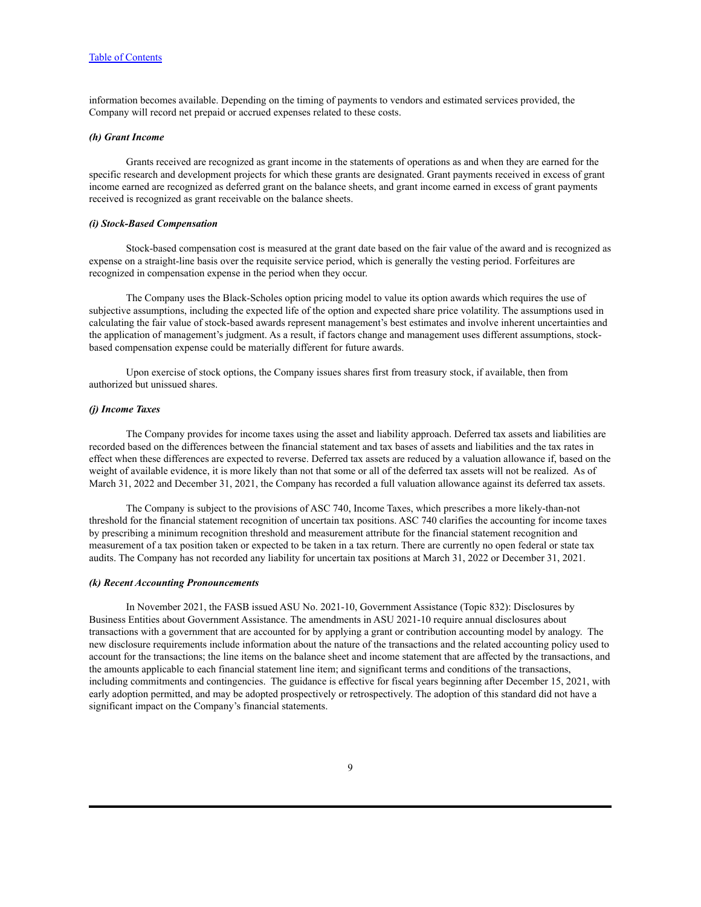information becomes available. Depending on the timing of payments to vendors and estimated services provided, the Company will record net prepaid or accrued expenses related to these costs.

***(h) Grant Income***

Grants received are recognized as grant income in the statements of operations as and when they are earned for the specific research and development projects for which these grants are designated. Grant payments received in excess of grant income earned are recognized as deferred grant on the balance sheets, and grant income earned in excess of grant payments received is recognized as grant receivable on the balance sheets.

***(i) Stock-Based Compensation***

Stock-based compensation cost is measured at the grant date based on the fair value of the award and is recognized as expense on a straight-line basis over the requisite service period, which is generally the vesting period. Forfeitures are recognized in compensation expense in the period when they occur.

The Company uses the Black-Scholes option pricing model to value its option awards which requires the use of subjective assumptions, including the expected life of the option and expected share price volatility. The assumptions used in calculating the fair value of stock-based awards represent management's best estimates and involve inherent uncertainties and the application of management's judgment. As a result, if factors change and management uses different assumptions, stock-based compensation expense could be materially different for future awards.

Upon exercise of stock options, the Company issues shares first from treasury stock, if available, then from authorized but unissued shares.

***(j) Income Taxes***

The Company provides for income taxes using the asset and liability approach. Deferred tax assets and liabilities are recorded based on the differences between the financial statement and tax bases of assets and liabilities and the tax rates in effect when these differences are expected to reverse. Deferred tax assets are reduced by a valuation allowance if, based on the weight of available evidence, it is more likely than not that some or all of the deferred tax assets will not be realized. As of March 31, 2022 and December 31, 2021, the Company has recorded a full valuation allowance against its deferred tax assets.

The Company is subject to the provisions of ASC 740, Income Taxes, which prescribes a more likely-than-not threshold for the financial statement recognition of uncertain tax positions. ASC 740 clarifies the accounting for income taxes by prescribing a minimum recognition threshold and measurement attribute for the financial statement recognition and measurement of a tax position taken or expected to be taken in a tax return. There are currently no open federal or state tax audits. The Company has not recorded any liability for uncertain tax positions at March 31, 2022 or December 31, 2021.

***(k) Recent Accounting Pronouncements***

In November 2021, the FASB issued ASU No. 2021-10, Government Assistance (Topic 832): Disclosures by Business Entities about Government Assistance. The amendments in ASU 2021-10 require annual disclosures about transactions with a government that are accounted for by applying a grant or contribution accounting model by analogy. The new disclosure requirements include information about the nature of the transactions and the related accounting policy used to account for the transactions; the line items on the balance sheet and income statement that are affected by the transactions, and the amounts applicable to each financial statement line item; and significant terms and conditions of the transactions, including commitments and contingencies. The guidance is effective for fiscal years beginning after December 15, 2021, with early adoption permitted, and may be adopted prospectively or retrospectively. The adoption of this standard did not have a significant impact on the Company's financial statements.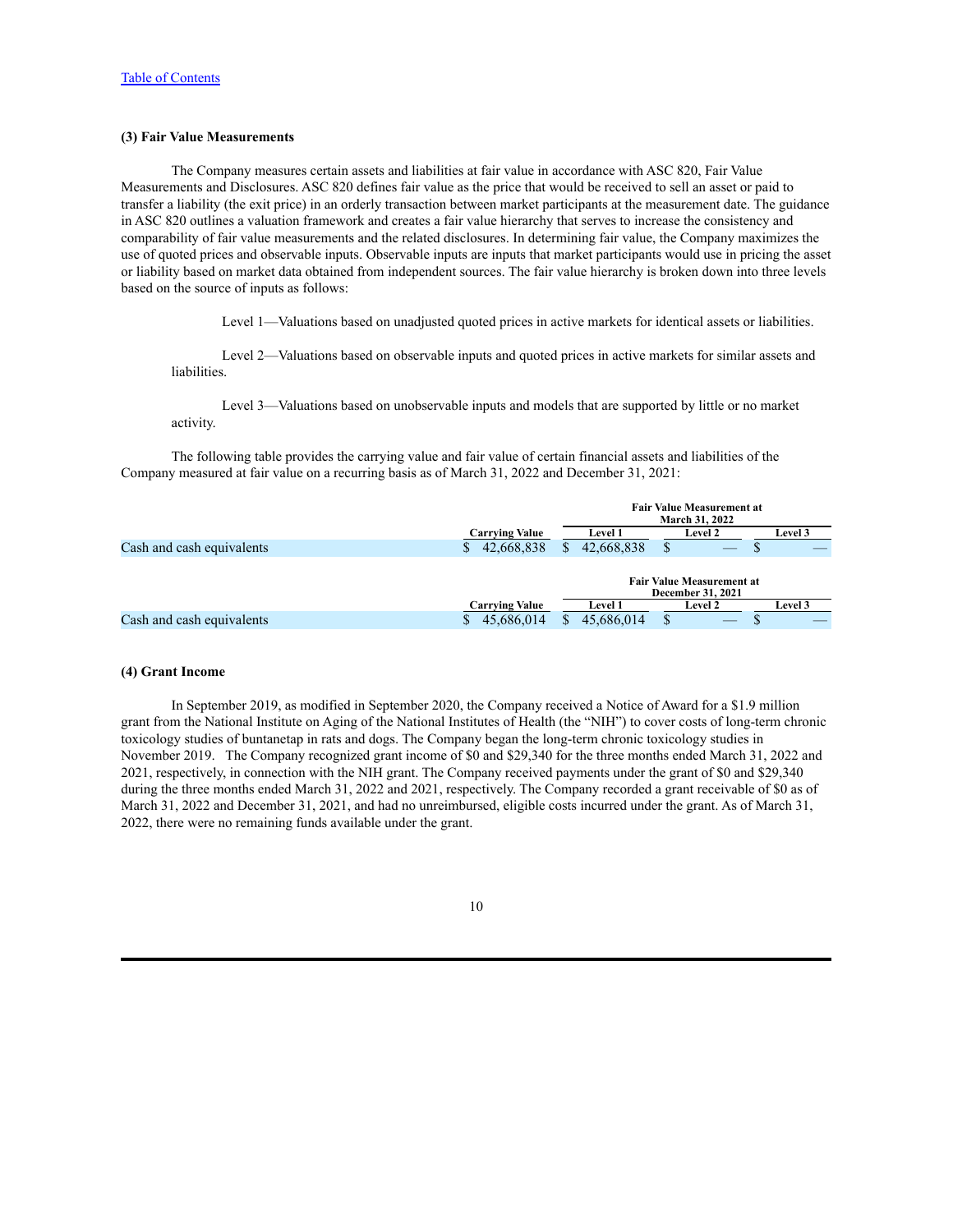### (3) Fair Value Measurements

The Company measures certain assets and liabilities at fair value in accordance with ASC 820, Fair Value Measurements and Disclosures. ASC 820 defines fair value as the price that would be received to sell an asset or paid to transfer a liability (the exit price) in an orderly transaction between market participants at the measurement date. The guidance in ASC 820 outlines a valuation framework and creates a fair value hierarchy that serves to increase the consistency and comparability of fair value measurements and the related disclosures. In determining fair value, the Company maximizes the use of quoted prices and observable inputs. Observable inputs are inputs that market participants would use in pricing the asset or liability based on market data obtained from independent sources. The fair value hierarchy is broken down into three levels based on the source of inputs as follows:

Level 1—Valuations based on unadjusted quoted prices in active markets for identical assets or liabilities.

Level 2—Valuations based on observable inputs and quoted prices in active markets for similar assets and liabilities.

Level 3—Valuations based on unobservable inputs and models that are supported by little or no market activity.

The following table provides the carrying value and fair value of certain financial assets and liabilities of the Company measured at fair value on a recurring basis as of March 31, 2022 and December 31, 2021:

| | | Fair Value Measurement at March 31, 2022 | | |
|---|---|---|---|---|
| | Carrying Value | Level 1 | Level 2 | Level 3 |
| Cash and cash equivalents | $ 42,668,838 | $ 42,668,838 | $ — | $ — |

| | | Fair Value Measurement at December 31, 2021 | | |
|---|---|---|---|---|
| | Carrying Value | Level 1 | Level 2 | Level 3 |
| Cash and cash equivalents | $ 45,686,014 | $ 45,686,014 | $ — | $ — |

### (4) Grant Income

In September 2019, as modified in September 2020, the Company received a Notice of Award for a $1.9 million grant from the National Institute on Aging of the National Institutes of Health (the "NIH") to cover costs of long-term chronic toxicology studies of buntanetap in rats and dogs. The Company began the long-term chronic toxicology studies in November 2019. The Company recognized grant income of $0 and $29,340 for the three months ended March 31, 2022 and 2021, respectively, in connection with the NIH grant. The Company received payments under the grant of $0 and $29,340 during the three months ended March 31, 2022 and 2021, respectively. The Company recorded a grant receivable of $0 as of March 31, 2022 and December 31, 2021, and had no unreimbursed, eligible costs incurred under the grant. As of March 31, 2022, there were no remaining funds available under the grant.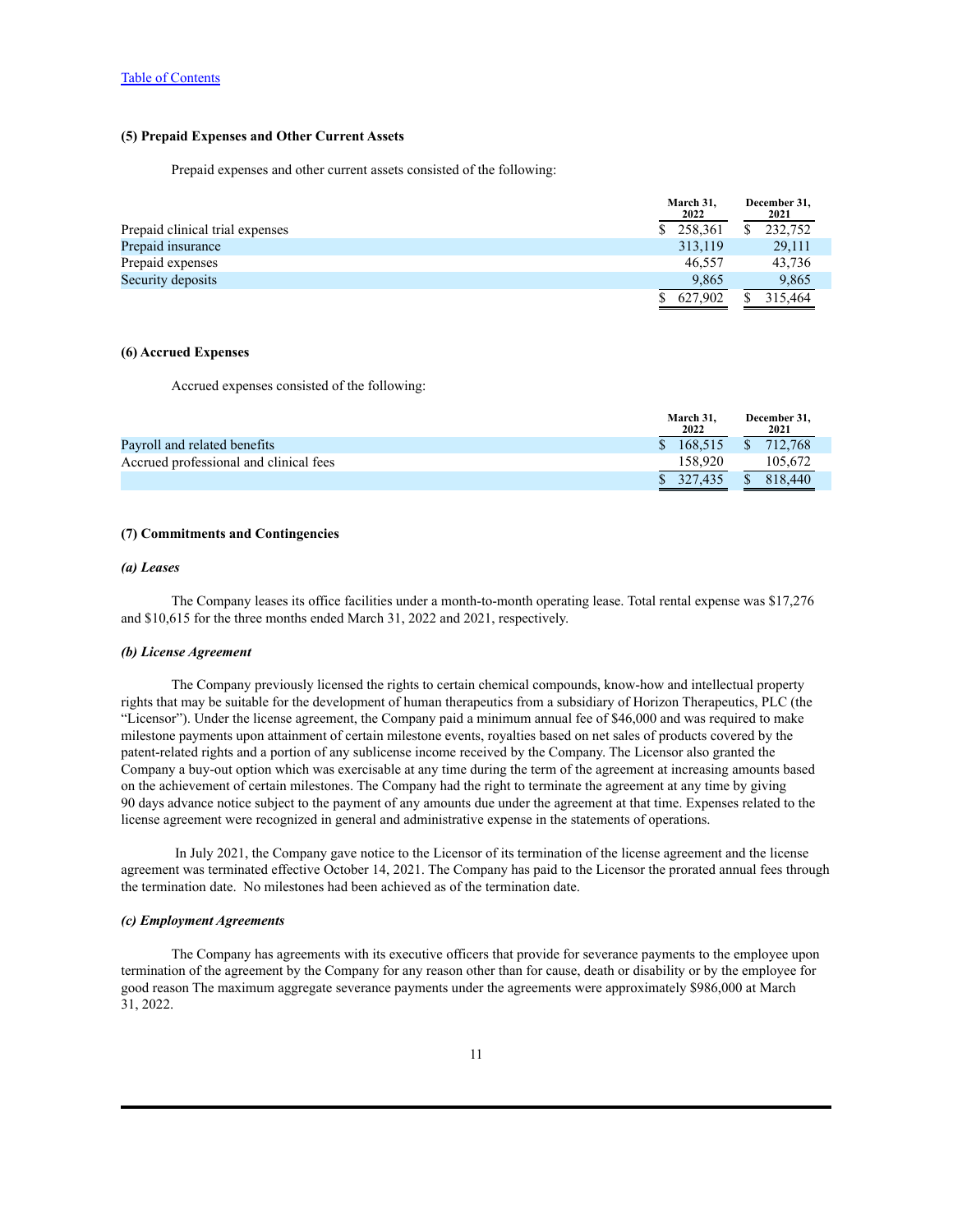### (5) Prepaid Expenses and Other Current Assets

Prepaid expenses and other current assets consisted of the following:

| | March 31, 2022 | December 31, 2021 |
|---|---|---|
| Prepaid clinical trial expenses | $ 258,361 | $ 232,752 |
| Prepaid insurance | 313,119 | 29,111 |
| Prepaid expenses | 46,557 | 43,736 |
| Security deposits | 9,865 | 9,865 |
| | $ 627,902 | $ 315,464 |

### (6) Accrued Expenses

Accrued expenses consisted of the following:

| | March 31, 2022 | December 31, 2021 |
|---|---|---|
| Payroll and related benefits | $ 168,515 | $ 712,768 |
| Accrued professional and clinical fees | 158,920 | 105,672 |
| | $ 327,435 | $ 818,440 |

### (7) Commitments and Contingencies

#### *(a) Leases*

The Company leases its office facilities under a month-to-month operating lease. Total rental expense was $17,276 and $10,615 for the three months ended March 31, 2022 and 2021, respectively.

#### *(b) License Agreement*

The Company previously licensed the rights to certain chemical compounds, know-how and intellectual property rights that may be suitable for the development of human therapeutics from a subsidiary of Horizon Therapeutics, PLC (the "Licensor"). Under the license agreement, the Company paid a minimum annual fee of $46,000 and was required to make milestone payments upon attainment of certain milestone events, royalties based on net sales of products covered by the patent-related rights and a portion of any sublicense income received by the Company. The Licensor also granted the Company a buy-out option which was exercisable at any time during the term of the agreement at increasing amounts based on the achievement of certain milestones. The Company had the right to terminate the agreement at any time by giving 90 days advance notice subject to the payment of any amounts due under the agreement at that time. Expenses related to the license agreement were recognized in general and administrative expense in the statements of operations.

In July 2021, the Company gave notice to the Licensor of its termination of the license agreement and the license agreement was terminated effective October 14, 2021. The Company has paid to the Licensor the prorated annual fees through the termination date. No milestones had been achieved as of the termination date.

#### *(c) Employment Agreements*

The Company has agreements with its executive officers that provide for severance payments to the employee upon termination of the agreement by the Company for any reason other than for cause, death or disability or by the employee for good reason The maximum aggregate severance payments under the agreements were approximately $986,000 at March 31, 2022.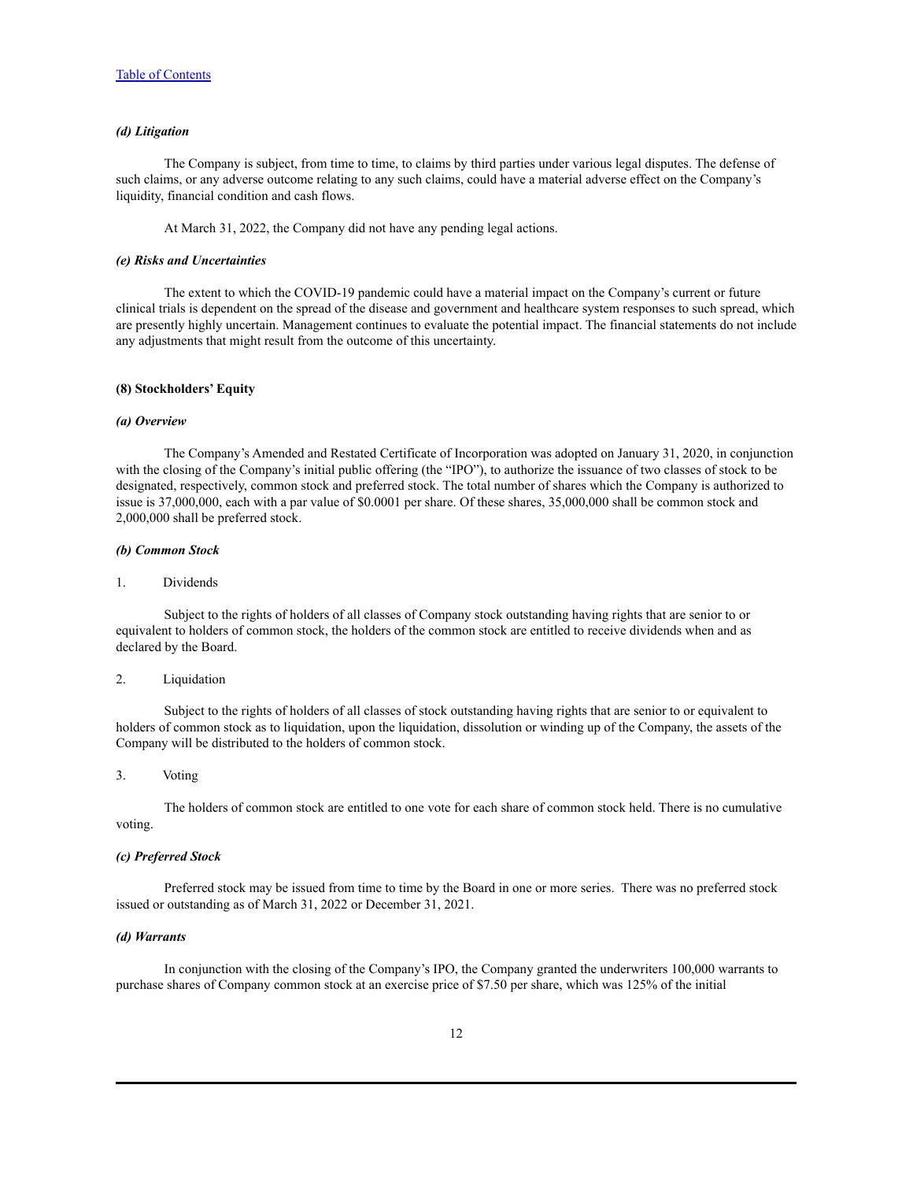*(d) Litigation*

The Company is subject, from time to time, to claims by third parties under various legal disputes. The defense of such claims, or any adverse outcome relating to any such claims, could have a material adverse effect on the Company's liquidity, financial condition and cash flows.

At March 31, 2022, the Company did not have any pending legal actions.

*(e) Risks and Uncertainties*

The extent to which the COVID-19 pandemic could have a material impact on the Company's current or future clinical trials is dependent on the spread of the disease and government and healthcare system responses to such spread, which are presently highly uncertain. Management continues to evaluate the potential impact. The financial statements do not include any adjustments that might result from the outcome of this uncertainty.

**(8) Stockholders' Equity**

*(a) Overview*

The Company's Amended and Restated Certificate of Incorporation was adopted on January 31, 2020, in conjunction with the closing of the Company's initial public offering (the "IPO"), to authorize the issuance of two classes of stock to be designated, respectively, common stock and preferred stock. The total number of shares which the Company is authorized to issue is 37,000,000, each with a par value of $0.0001 per share. Of these shares, 35,000,000 shall be common stock and 2,000,000 shall be preferred stock.

*(b) Common Stock*

1. Dividends

Subject to the rights of holders of all classes of Company stock outstanding having rights that are senior to or equivalent to holders of common stock, the holders of the common stock are entitled to receive dividends when and as declared by the Board.

2. Liquidation

Subject to the rights of holders of all classes of stock outstanding having rights that are senior to or equivalent to holders of common stock as to liquidation, upon the liquidation, dissolution or winding up of the Company, the assets of the Company will be distributed to the holders of common stock.

3. Voting

The holders of common stock are entitled to one vote for each share of common stock held. There is no cumulative voting.

*(c) Preferred Stock*

Preferred stock may be issued from time to time by the Board in one or more series. There was no preferred stock issued or outstanding as of March 31, 2022 or December 31, 2021.

*(d) Warrants*

In conjunction with the closing of the Company's IPO, the Company granted the underwriters 100,000 warrants to purchase shares of Company common stock at an exercise price of $7.50 per share, which was 125% of the initial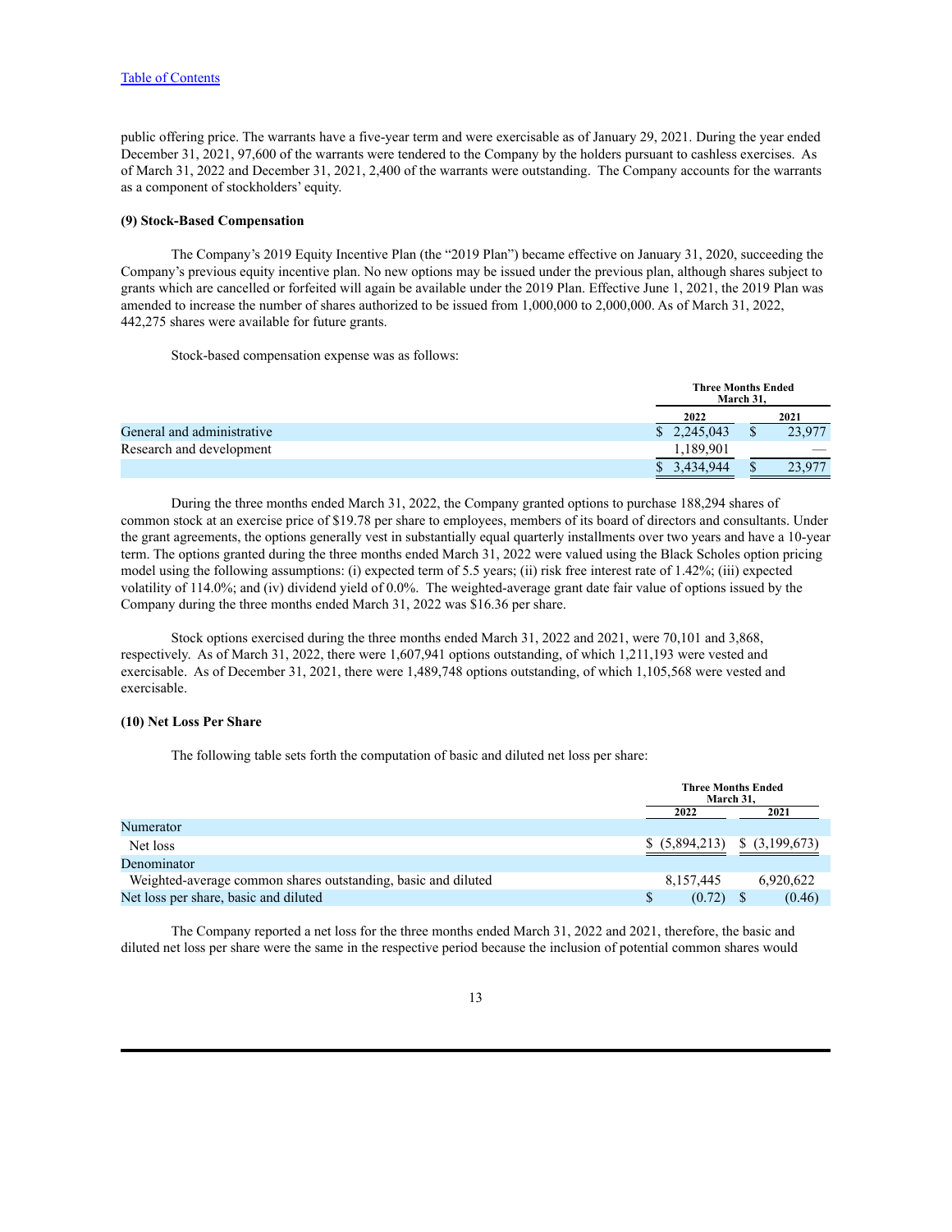public offering price. The warrants have a five-year term and were exercisable as of January 29, 2021. During the year ended December 31, 2021, 97,600 of the warrants were tendered to the Company by the holders pursuant to cashless exercises. As of March 31, 2022 and December 31, 2021, 2,400 of the warrants were outstanding. The Company accounts for the warrants as a component of stockholders' equity.

**(9) Stock-Based Compensation**

The Company's 2019 Equity Incentive Plan (the "2019 Plan") became effective on January 31, 2020, succeeding the Company's previous equity incentive plan. No new options may be issued under the previous plan, although shares subject to grants which are cancelled or forfeited will again be available under the 2019 Plan. Effective June 1, 2021, the 2019 Plan was amended to increase the number of shares authorized to be issued from 1,000,000 to 2,000,000. As of March 31, 2022, 442,275 shares were available for future grants.

Stock-based compensation expense was as follows:

| | Three Months Ended March 31, | |
|---|---|---|
| | 2022 | 2021 |
| General and administrative | $ 2,245,043 | $ 23,977 |
| Research and development | 1,189,901 | — |
| | $ 3,434,944 | $ 23,977 |

During the three months ended March 31, 2022, the Company granted options to purchase 188,294 shares of common stock at an exercise price of $19.78 per share to employees, members of its board of directors and consultants. Under the grant agreements, the options generally vest in substantially equal quarterly installments over two years and have a 10-year term. The options granted during the three months ended March 31, 2022 were valued using the Black Scholes option pricing model using the following assumptions: (i) expected term of 5.5 years; (ii) risk free interest rate of 1.42%; (iii) expected volatility of 114.0%; and (iv) dividend yield of 0.0%. The weighted-average grant date fair value of options issued by the Company during the three months ended March 31, 2022 was $16.36 per share.

Stock options exercised during the three months ended March 31, 2022 and 2021, were 70,101 and 3,868, respectively. As of March 31, 2022, there were 1,607,941 options outstanding, of which 1,211,193 were vested and exercisable. As of December 31, 2021, there were 1,489,748 options outstanding, of which 1,105,568 were vested and exercisable.

**(10) Net Loss Per Share**

The following table sets forth the computation of basic and diluted net loss per share:

| | Three Months Ended March 31, | |
|---|---|---|
| | 2022 | 2021 |
| Numerator | | |
| Net loss | $ (5,894,213) | $ (3,199,673) |
| Denominator | | |
| Weighted-average common shares outstanding, basic and diluted | 8,157,445 | 6,920,622 |
| Net loss per share, basic and diluted | $ (0.72) | $ (0.46) |

The Company reported a net loss for the three months ended March 31, 2022 and 2021, therefore, the basic and diluted net loss per share were the same in the respective period because the inclusion of potential common shares would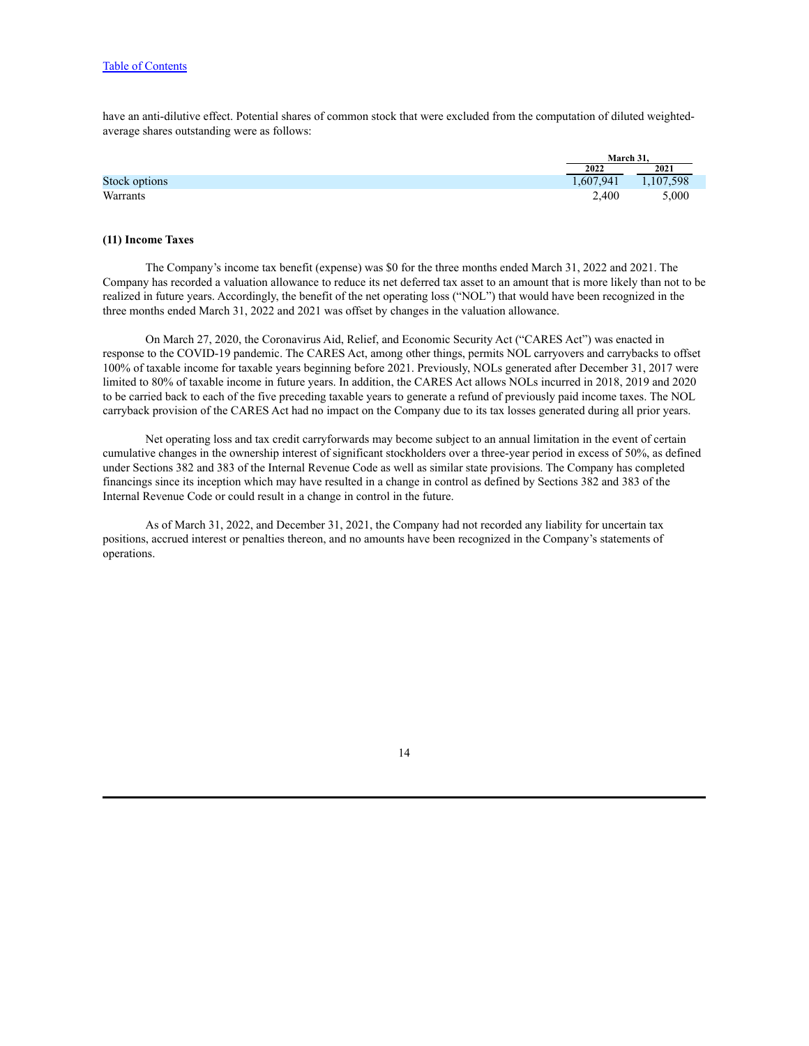have an anti-dilutive effect. Potential shares of common stock that were excluded from the computation of diluted weighted-average shares outstanding were as follows:

| | March 31, | |
|---|---|---|
| | 2022 | 2021 |
| Stock options | 1,607,941 | 1,107,598 |
| Warrants | 2,400 | 5,000 |

**(11) Income Taxes**

The Company's income tax benefit (expense) was $0 for the three months ended March 31, 2022 and 2021. The Company has recorded a valuation allowance to reduce its net deferred tax asset to an amount that is more likely than not to be realized in future years. Accordingly, the benefit of the net operating loss ("NOL") that would have been recognized in the three months ended March 31, 2022 and 2021 was offset by changes in the valuation allowance.

On March 27, 2020, the Coronavirus Aid, Relief, and Economic Security Act ("CARES Act") was enacted in response to the COVID-19 pandemic. The CARES Act, among other things, permits NOL carryovers and carrybacks to offset 100% of taxable income for taxable years beginning before 2021. Previously, NOLs generated after December 31, 2017 were limited to 80% of taxable income in future years. In addition, the CARES Act allows NOLs incurred in 2018, 2019 and 2020 to be carried back to each of the five preceding taxable years to generate a refund of previously paid income taxes. The NOL carryback provision of the CARES Act had no impact on the Company due to its tax losses generated during all prior years.

Net operating loss and tax credit carryforwards may become subject to an annual limitation in the event of certain cumulative changes in the ownership interest of significant stockholders over a three-year period in excess of 50%, as defined under Sections 382 and 383 of the Internal Revenue Code as well as similar state provisions. The Company has completed financings since its inception which may have resulted in a change in control as defined by Sections 382 and 383 of the Internal Revenue Code or could result in a change in control in the future.

As of March 31, 2022, and December 31, 2021, the Company had not recorded any liability for uncertain tax positions, accrued interest or penalties thereon, and no amounts have been recognized in the Company's statements of operations.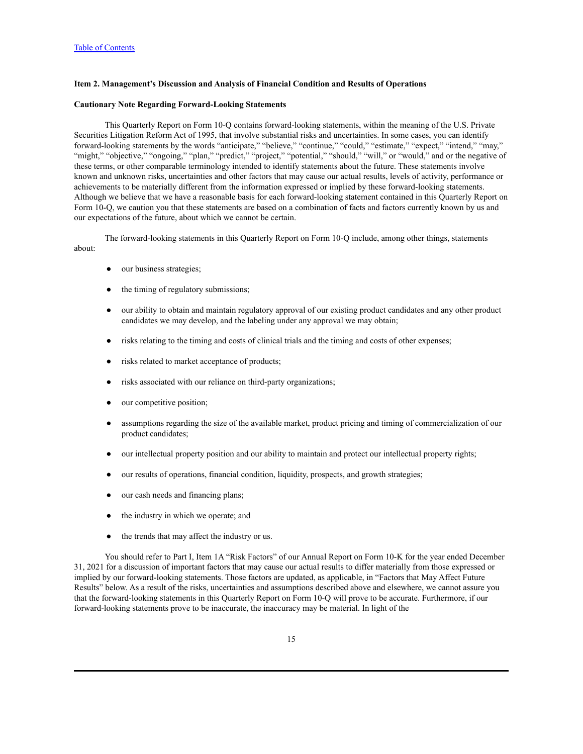[Table of Contents](#)

**Item 2. Management's Discussion and Analysis of Financial Condition and Results of Operations**

**Cautionary Note Regarding Forward-Looking Statements**

This Quarterly Report on Form 10-Q contains forward-looking statements, within the meaning of the U.S. Private Securities Litigation Reform Act of 1995, that involve substantial risks and uncertainties. In some cases, you can identify forward-looking statements by the words "anticipate," "believe," "continue," "could," "estimate," "expect," "intend," "may," "might," "objective," "ongoing," "plan," "predict," "project," "potential," "should," "will," or "would," and or the negative of these terms, or other comparable terminology intended to identify statements about the future. These statements involve known and unknown risks, uncertainties and other factors that may cause our actual results, levels of activity, performance or achievements to be materially different from the information expressed or implied by these forward-looking statements. Although we believe that we have a reasonable basis for each forward-looking statement contained in this Quarterly Report on Form 10-Q, we caution you that these statements are based on a combination of facts and factors currently known by us and our expectations of the future, about which we cannot be certain.

The forward-looking statements in this Quarterly Report on Form 10-Q include, among other things, statements about:

- our business strategies;
- the timing of regulatory submissions;
- our ability to obtain and maintain regulatory approval of our existing product candidates and any other product candidates we may develop, and the labeling under any approval we may obtain;
- risks relating to the timing and costs of clinical trials and the timing and costs of other expenses;
- risks related to market acceptance of products;
- risks associated with our reliance on third-party organizations;
- our competitive position;
- assumptions regarding the size of the available market, product pricing and timing of commercialization of our product candidates;
- our intellectual property position and our ability to maintain and protect our intellectual property rights;
- our results of operations, financial condition, liquidity, prospects, and growth strategies;
- our cash needs and financing plans;
- the industry in which we operate; and
- the trends that may affect the industry or us.

You should refer to Part I, Item 1A "Risk Factors" of our Annual Report on Form 10-K for the year ended December 31, 2021 for a discussion of important factors that may cause our actual results to differ materially from those expressed or implied by our forward-looking statements. Those factors are updated, as applicable, in "Factors that May Affect Future Results" below. As a result of the risks, uncertainties and assumptions described above and elsewhere, we cannot assure you that the forward-looking statements in this Quarterly Report on Form 10-Q will prove to be accurate. Furthermore, if our forward-looking statements prove to be inaccurate, the inaccuracy may be material. In light of the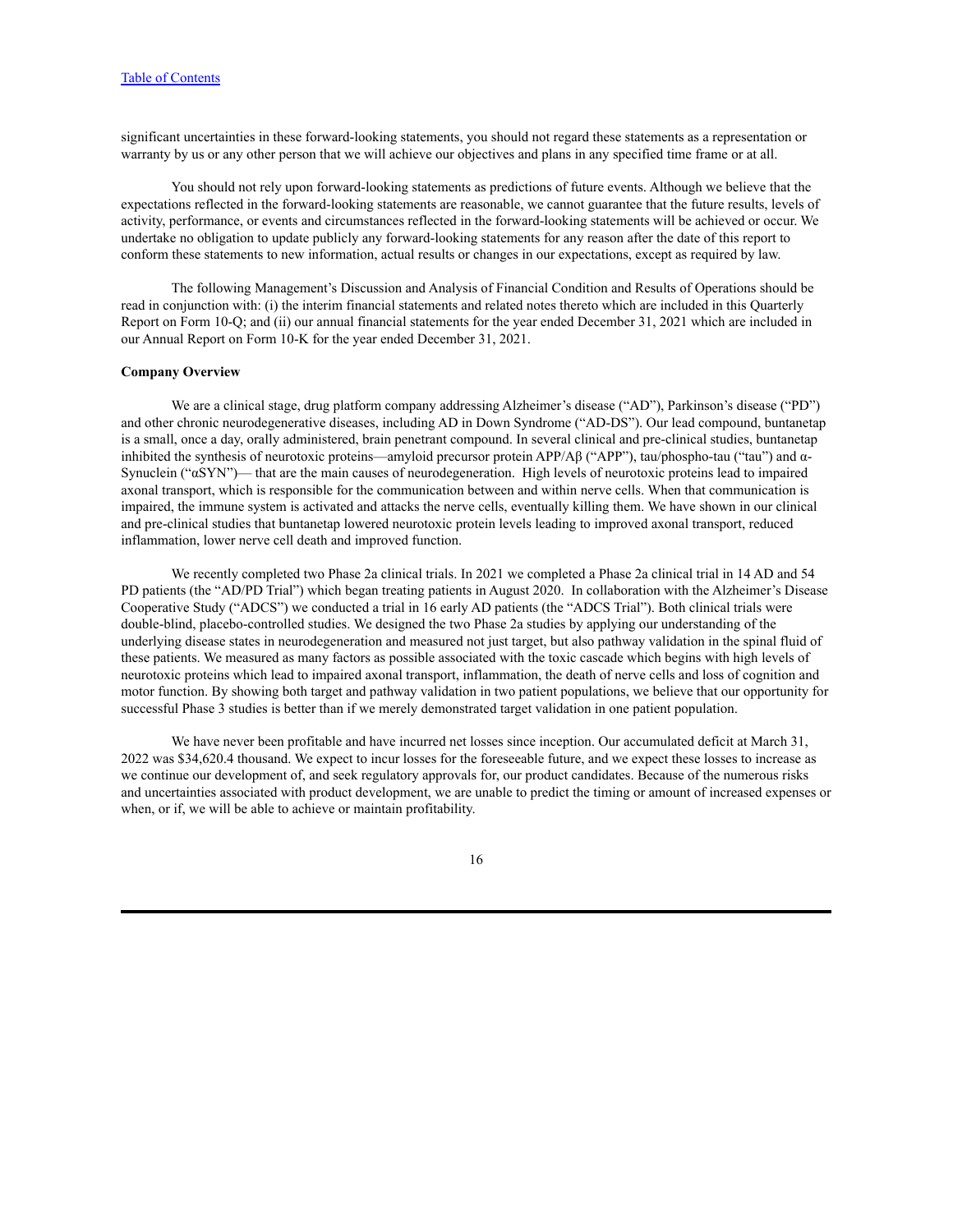significant uncertainties in these forward-looking statements, you should not regard these statements as a representation or warranty by us or any other person that we will achieve our objectives and plans in any specified time frame or at all.

You should not rely upon forward-looking statements as predictions of future events. Although we believe that the expectations reflected in the forward-looking statements are reasonable, we cannot guarantee that the future results, levels of activity, performance, or events and circumstances reflected in the forward-looking statements will be achieved or occur. We undertake no obligation to update publicly any forward-looking statements for any reason after the date of this report to conform these statements to new information, actual results or changes in our expectations, except as required by law.

The following Management's Discussion and Analysis of Financial Condition and Results of Operations should be read in conjunction with: (i) the interim financial statements and related notes thereto which are included in this Quarterly Report on Form 10-Q; and (ii) our annual financial statements for the year ended December 31, 2021 which are included in our Annual Report on Form 10-K for the year ended December 31, 2021.

**Company Overview**

We are a clinical stage, drug platform company addressing Alzheimer's disease ("AD"), Parkinson's disease ("PD") and other chronic neurodegenerative diseases, including AD in Down Syndrome ("AD-DS"). Our lead compound, buntanetap is a small, once a day, orally administered, brain penetrant compound. In several clinical and pre-clinical studies, buntanetap inhibited the synthesis of neurotoxic proteins—amyloid precursor protein APP/Aβ ("APP"), tau/phospho-tau ("tau") and α-Synuclein ("αSYN")— that are the main causes of neurodegeneration. High levels of neurotoxic proteins lead to impaired axonal transport, which is responsible for the communication between and within nerve cells. When that communication is impaired, the immune system is activated and attacks the nerve cells, eventually killing them. We have shown in our clinical and pre-clinical studies that buntanetap lowered neurotoxic protein levels leading to improved axonal transport, reduced inflammation, lower nerve cell death and improved function.

We recently completed two Phase 2a clinical trials. In 2021 we completed a Phase 2a clinical trial in 14 AD and 54 PD patients (the "AD/PD Trial") which began treating patients in August 2020. In collaboration with the Alzheimer's Disease Cooperative Study ("ADCS") we conducted a trial in 16 early AD patients (the "ADCS Trial"). Both clinical trials were double-blind, placebo-controlled studies. We designed the two Phase 2a studies by applying our understanding of the underlying disease states in neurodegeneration and measured not just target, but also pathway validation in the spinal fluid of these patients. We measured as many factors as possible associated with the toxic cascade which begins with high levels of neurotoxic proteins which lead to impaired axonal transport, inflammation, the death of nerve cells and loss of cognition and motor function. By showing both target and pathway validation in two patient populations, we believe that our opportunity for successful Phase 3 studies is better than if we merely demonstrated target validation in one patient population.

We have never been profitable and have incurred net losses since inception. Our accumulated deficit at March 31, 2022 was $34,620.4 thousand. We expect to incur losses for the foreseeable future, and we expect these losses to increase as we continue our development of, and seek regulatory approvals for, our product candidates. Because of the numerous risks and uncertainties associated with product development, we are unable to predict the timing or amount of increased expenses or when, or if, we will be able to achieve or maintain profitability.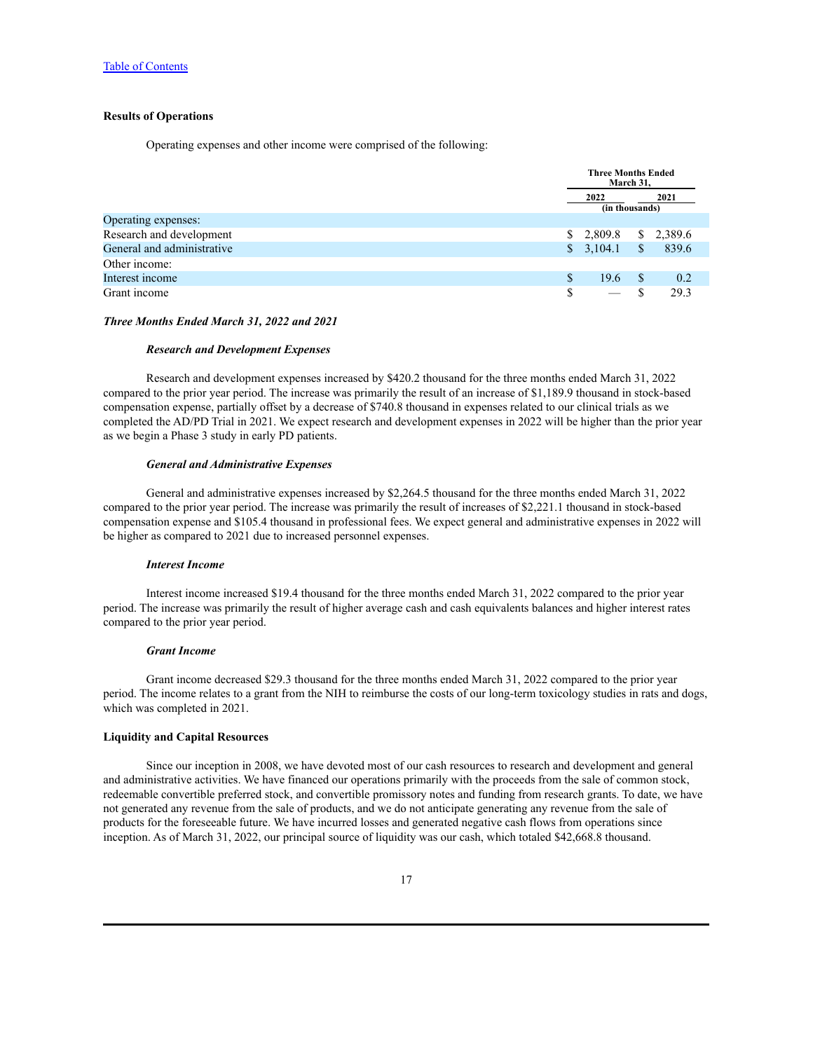### Results of Operations

Operating expenses and other income were comprised of the following:

| | Three Months Ended March 31, | |
|---|---|---|
| | 2022 | 2021 |
| | (in thousands) | |
| Operating expenses: | | |
| Research and development | $ 2,809.8 | $ 2,389.6 |
| General and administrative | $ 3,104.1 | $ 839.6 |
| Other income: | | |
| Interest income | $ 19.6 | $ 0.2 |
| Grant income | $ — | $ 29.3 |

***Three Months Ended March 31, 2022 and 2021***

***Research and Development Expenses***

Research and development expenses increased by $420.2 thousand for the three months ended March 31, 2022 compared to the prior year period. The increase was primarily the result of an increase of $1,189.9 thousand in stock-based compensation expense, partially offset by a decrease of $740.8 thousand in expenses related to our clinical trials as we completed the AD/PD Trial in 2021. We expect research and development expenses in 2022 will be higher than the prior year as we begin a Phase 3 study in early PD patients.

***General and Administrative Expenses***

General and administrative expenses increased by $2,264.5 thousand for the three months ended March 31, 2022 compared to the prior year period. The increase was primarily the result of increases of $2,221.1 thousand in stock-based compensation expense and $105.4 thousand in professional fees. We expect general and administrative expenses in 2022 will be higher as compared to 2021 due to increased personnel expenses.

***Interest Income***

Interest income increased $19.4 thousand for the three months ended March 31, 2022 compared to the prior year period. The increase was primarily the result of higher average cash and cash equivalents balances and higher interest rates compared to the prior year period.

***Grant Income***

Grant income decreased $29.3 thousand for the three months ended March 31, 2022 compared to the prior year period. The income relates to a grant from the NIH to reimburse the costs of our long-term toxicology studies in rats and dogs, which was completed in 2021.

### Liquidity and Capital Resources

Since our inception in 2008, we have devoted most of our cash resources to research and development and general and administrative activities. We have financed our operations primarily with the proceeds from the sale of common stock, redeemable convertible preferred stock, and convertible promissory notes and funding from research grants. To date, we have not generated any revenue from the sale of products, and we do not anticipate generating any revenue from the sale of products for the foreseeable future. We have incurred losses and generated negative cash flows from operations since inception. As of March 31, 2022, our principal source of liquidity was our cash, which totaled $42,668.8 thousand.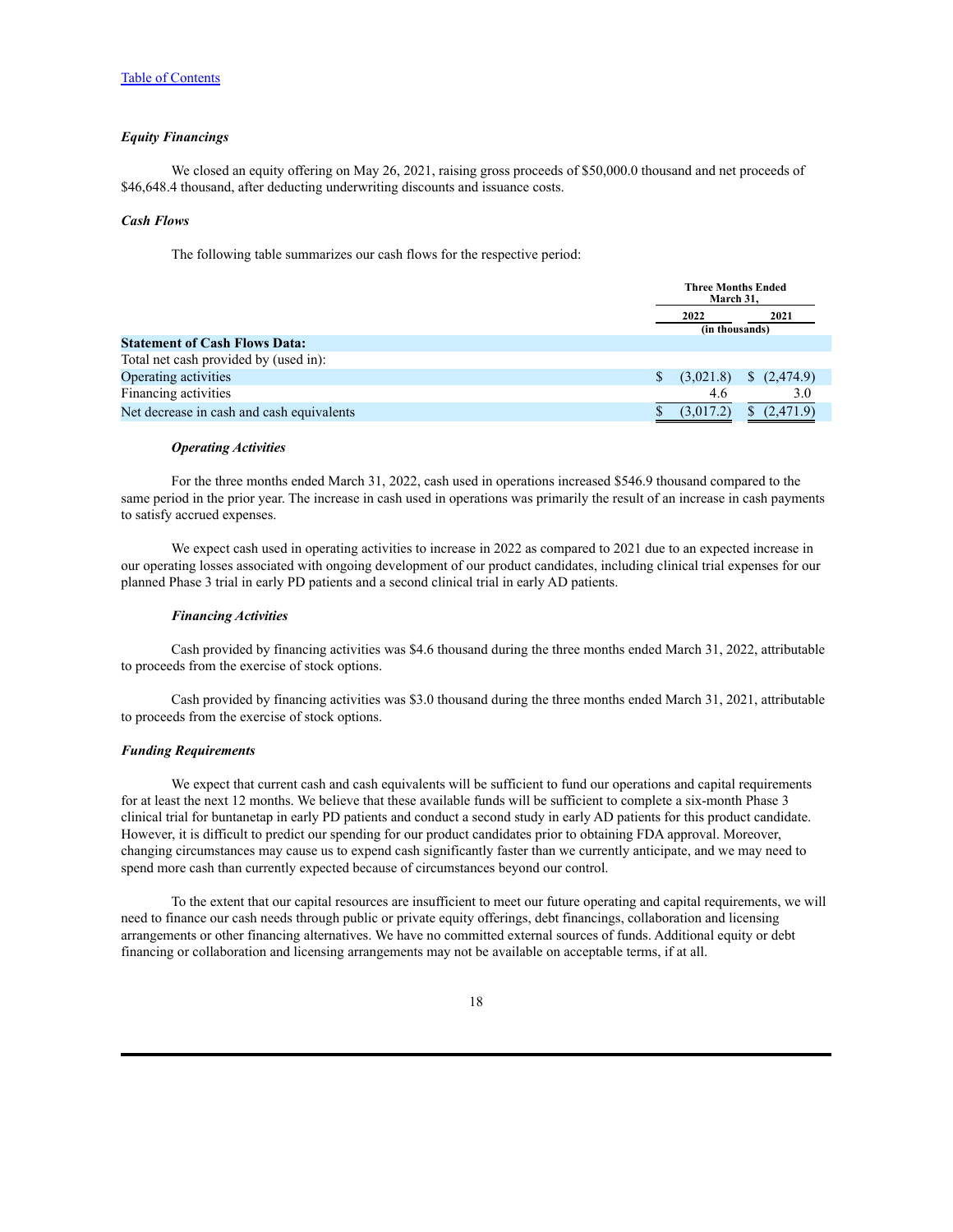[Table of Contents](#)

### *Equity Financings*

We closed an equity offering on May 26, 2021, raising gross proceeds of $50,000.0 thousand and net proceeds of $46,648.4 thousand, after deducting underwriting discounts and issuance costs.

### *Cash Flows*

The following table summarizes our cash flows for the respective period:

| | Three Months Ended March 31, | |
|---|---|---|
| | 2022 | 2021 |
| | (in thousands) | |
| **Statement of Cash Flows Data:** | | |
| Total net cash provided by (used in): | | |
| Operating activities | $ (3,021.8) | $ (2,474.9) |
| Financing activities | 4.6 | 3.0 |
| Net decrease in cash and cash equivalents | $ (3,017.2) | $ (2,471.9) |

#### *Operating Activities*

For the three months ended March 31, 2022, cash used in operations increased $546.9 thousand compared to the same period in the prior year. The increase in cash used in operations was primarily the result of an increase in cash payments to satisfy accrued expenses.

We expect cash used in operating activities to increase in 2022 as compared to 2021 due to an expected increase in our operating losses associated with ongoing development of our product candidates, including clinical trial expenses for our planned Phase 3 trial in early PD patients and a second clinical trial in early AD patients.

#### *Financing Activities*

Cash provided by financing activities was $4.6 thousand during the three months ended March 31, 2022, attributable to proceeds from the exercise of stock options.

Cash provided by financing activities was $3.0 thousand during the three months ended March 31, 2021, attributable to proceeds from the exercise of stock options.

### *Funding Requirements*

We expect that current cash and cash equivalents will be sufficient to fund our operations and capital requirements for at least the next 12 months. We believe that these available funds will be sufficient to complete a six-month Phase 3 clinical trial for buntanetap in early PD patients and conduct a second study in early AD patients for this product candidate. However, it is difficult to predict our spending for our product candidates prior to obtaining FDA approval. Moreover, changing circumstances may cause us to expend cash significantly faster than we currently anticipate, and we may need to spend more cash than currently expected because of circumstances beyond our control.

To the extent that our capital resources are insufficient to meet our future operating and capital requirements, we will need to finance our cash needs through public or private equity offerings, debt financings, collaboration and licensing arrangements or other financing alternatives. We have no committed external sources of funds. Additional equity or debt financing or collaboration and licensing arrangements may not be available on acceptable terms, if at all.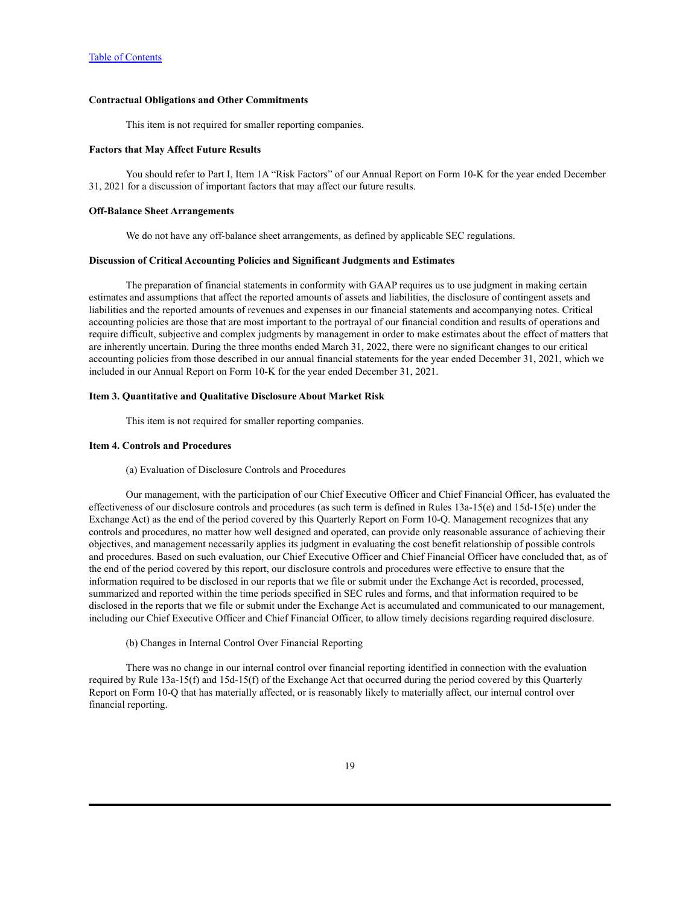**Contractual Obligations and Other Commitments**

This item is not required for smaller reporting companies.

**Factors that May Affect Future Results**

You should refer to Part I, Item 1A "Risk Factors" of our Annual Report on Form 10-K for the year ended December 31, 2021 for a discussion of important factors that may affect our future results.

**Off-Balance Sheet Arrangements**

We do not have any off-balance sheet arrangements, as defined by applicable SEC regulations.

**Discussion of Critical Accounting Policies and Significant Judgments and Estimates**

The preparation of financial statements in conformity with GAAP requires us to use judgment in making certain estimates and assumptions that affect the reported amounts of assets and liabilities, the disclosure of contingent assets and liabilities and the reported amounts of revenues and expenses in our financial statements and accompanying notes. Critical accounting policies are those that are most important to the portrayal of our financial condition and results of operations and require difficult, subjective and complex judgments by management in order to make estimates about the effect of matters that are inherently uncertain. During the three months ended March 31, 2022, there were no significant changes to our critical accounting policies from those described in our annual financial statements for the year ended December 31, 2021, which we included in our Annual Report on Form 10-K for the year ended December 31, 2021.

**Item 3. Quantitative and Qualitative Disclosure About Market Risk**

This item is not required for smaller reporting companies.

**Item 4. Controls and Procedures**

(a) Evaluation of Disclosure Controls and Procedures

Our management, with the participation of our Chief Executive Officer and Chief Financial Officer, has evaluated the effectiveness of our disclosure controls and procedures (as such term is defined in Rules 13a-15(e) and 15d-15(e) under the Exchange Act) as the end of the period covered by this Quarterly Report on Form 10-Q. Management recognizes that any controls and procedures, no matter how well designed and operated, can provide only reasonable assurance of achieving their objectives, and management necessarily applies its judgment in evaluating the cost benefit relationship of possible controls and procedures. Based on such evaluation, our Chief Executive Officer and Chief Financial Officer have concluded that, as of the end of the period covered by this report, our disclosure controls and procedures were effective to ensure that the information required to be disclosed in our reports that we file or submit under the Exchange Act is recorded, processed, summarized and reported within the time periods specified in SEC rules and forms, and that information required to be disclosed in the reports that we file or submit under the Exchange Act is accumulated and communicated to our management, including our Chief Executive Officer and Chief Financial Officer, to allow timely decisions regarding required disclosure.

(b) Changes in Internal Control Over Financial Reporting

There was no change in our internal control over financial reporting identified in connection with the evaluation required by Rule 13a-15(f) and 15d-15(f) of the Exchange Act that occurred during the period covered by this Quarterly Report on Form 10-Q that has materially affected, or is reasonably likely to materially affect, our internal control over financial reporting.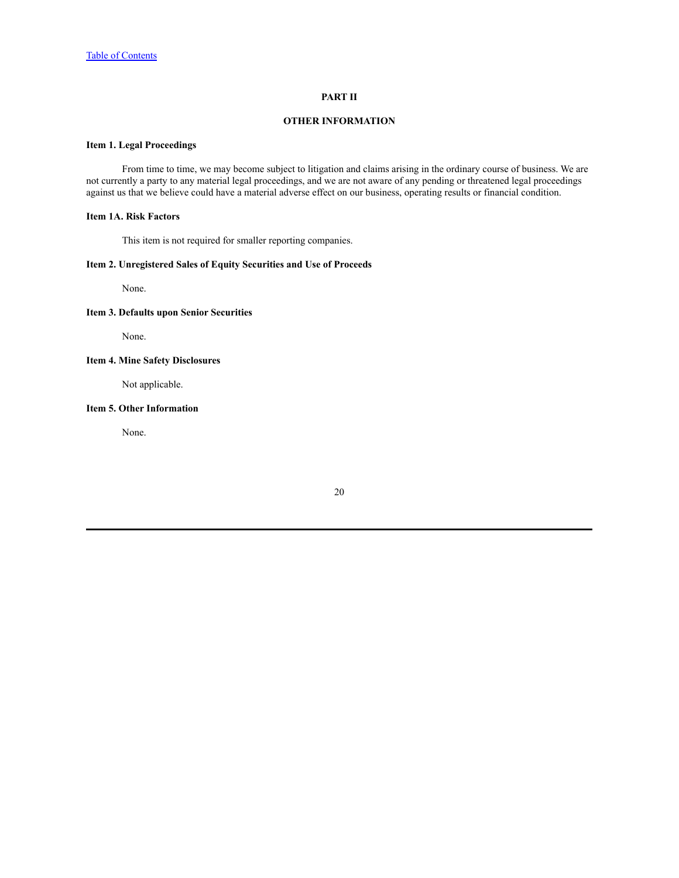## PART II

## OTHER INFORMATION

### Item 1. Legal Proceedings

From time to time, we may become subject to litigation and claims arising in the ordinary course of business. We are not currently a party to any material legal proceedings, and we are not aware of any pending or threatened legal proceedings against us that we believe could have a material adverse effect on our business, operating results or financial condition.

### Item 1A. Risk Factors

This item is not required for smaller reporting companies.

### Item 2. Unregistered Sales of Equity Securities and Use of Proceeds

None.

### Item 3. Defaults upon Senior Securities

None.

### Item 4. Mine Safety Disclosures

Not applicable.

### Item 5. Other Information

None.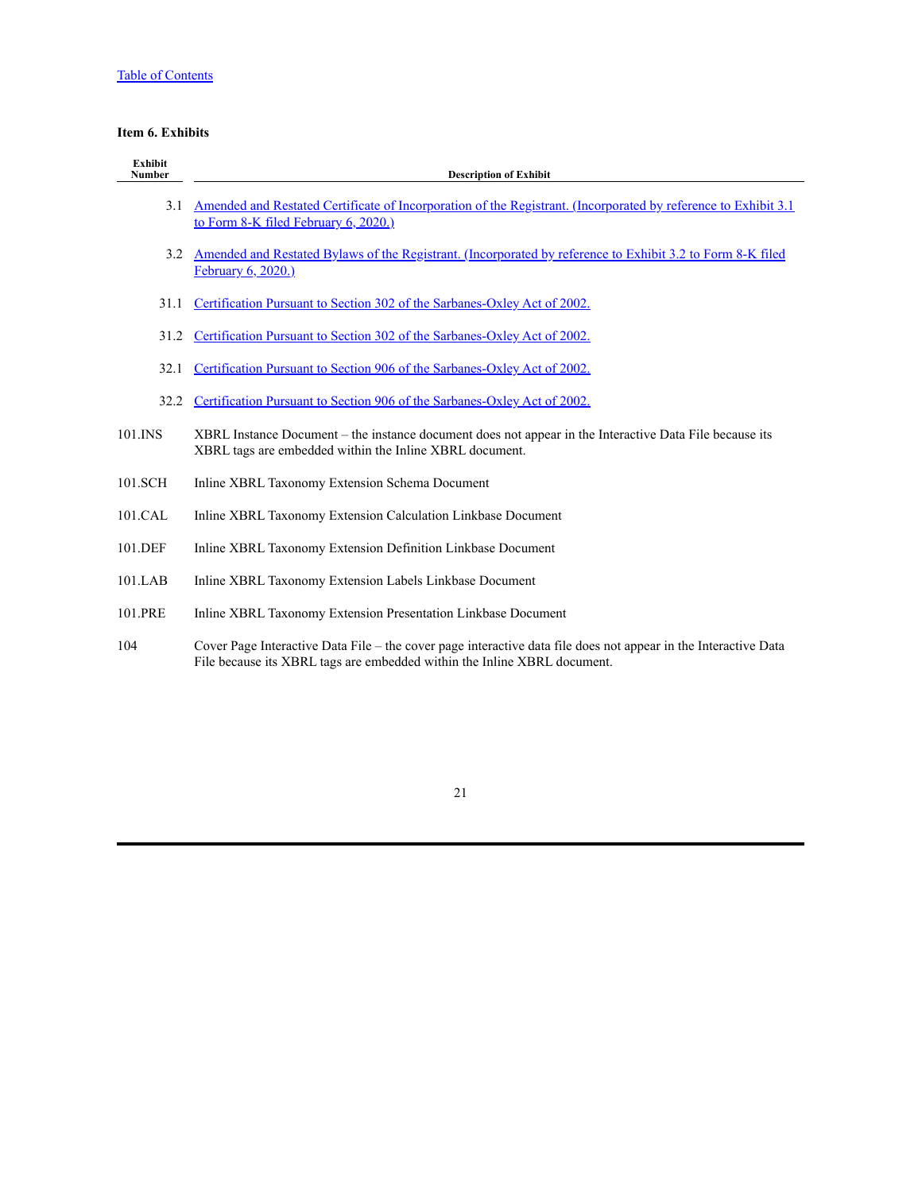Table of Contents

### Item 6. Exhibits

| Exhibit Number | Description of Exhibit |
|---|---|
| 3.1 | Amended and Restated Certificate of Incorporation of the Registrant. (Incorporated by reference to Exhibit 3.1 to Form 8-K filed February 6, 2020.) |
| 3.2 | Amended and Restated Bylaws of the Registrant. (Incorporated by reference to Exhibit 3.2 to Form 8-K filed February 6, 2020.) |
| 31.1 | Certification Pursuant to Section 302 of the Sarbanes-Oxley Act of 2002. |
| 31.2 | Certification Pursuant to Section 302 of the Sarbanes-Oxley Act of 2002. |
| 32.1 | Certification Pursuant to Section 906 of the Sarbanes-Oxley Act of 2002. |
| 32.2 | Certification Pursuant to Section 906 of the Sarbanes-Oxley Act of 2002. |
| 101.INS | XBRL Instance Document – the instance document does not appear in the Interactive Data File because its XBRL tags are embedded within the Inline XBRL document. |
| 101.SCH | Inline XBRL Taxonomy Extension Schema Document |
| 101.CAL | Inline XBRL Taxonomy Extension Calculation Linkbase Document |
| 101.DEF | Inline XBRL Taxonomy Extension Definition Linkbase Document |
| 101.LAB | Inline XBRL Taxonomy Extension Labels Linkbase Document |
| 101.PRE | Inline XBRL Taxonomy Extension Presentation Linkbase Document |
| 104 | Cover Page Interactive Data File – the cover page interactive data file does not appear in the Interactive Data File because its XBRL tags are embedded within the Inline XBRL document. |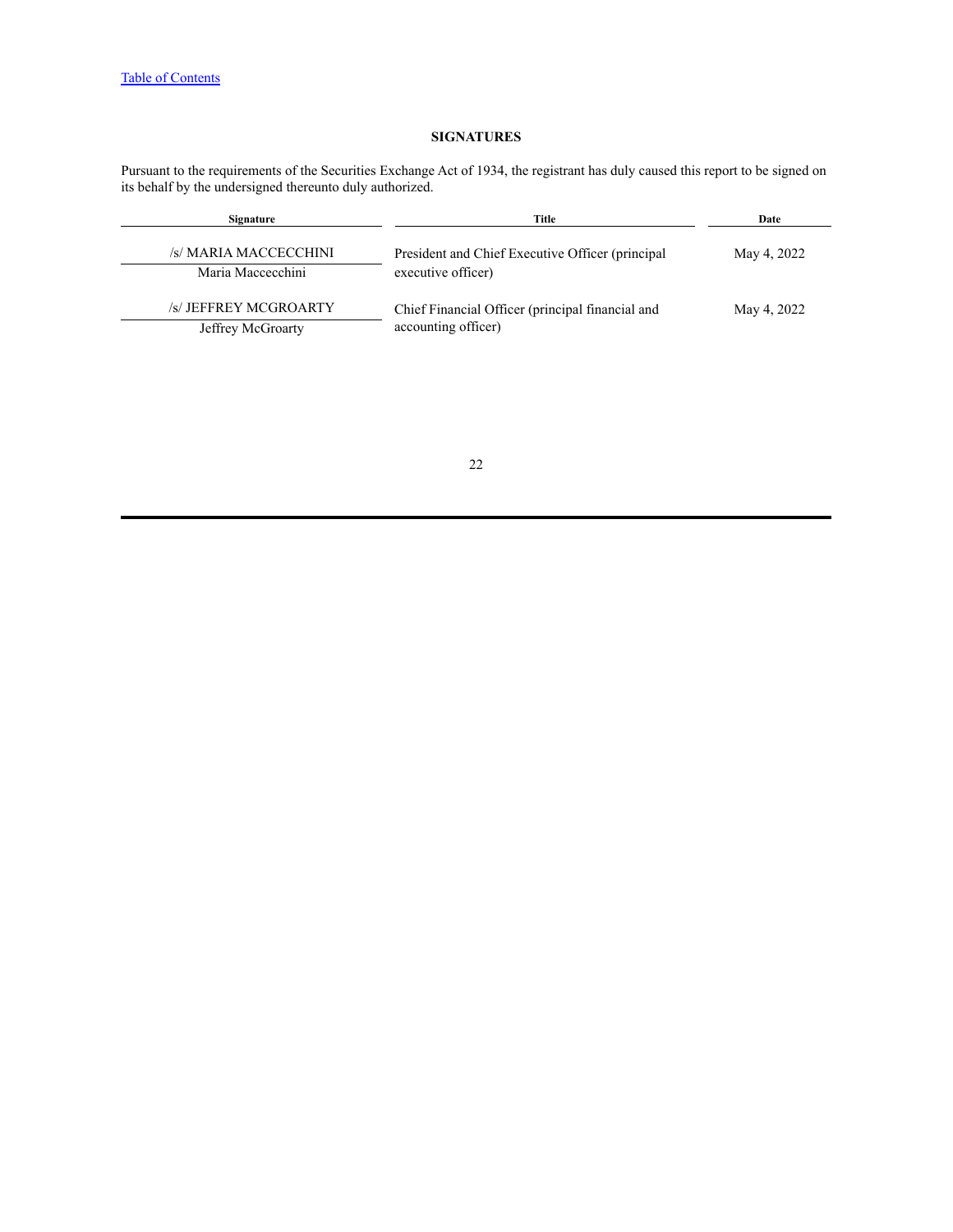## SIGNATURES

Pursuant to the requirements of the Securities Exchange Act of 1934, the registrant has duly caused this report to be signed on its behalf by the undersigned thereunto duly authorized.

| Signature | Title | Date |
| --- | --- | --- |
| /s/ MARIA MACCECCHINI<br>Maria Maccecchini | President and Chief Executive Officer (principal executive officer) | May 4, 2022 |
| /s/ JEFFREY MCGROARTY<br>Jeffrey McGroarty | Chief Financial Officer (principal financial and accounting officer) | May 4, 2022 |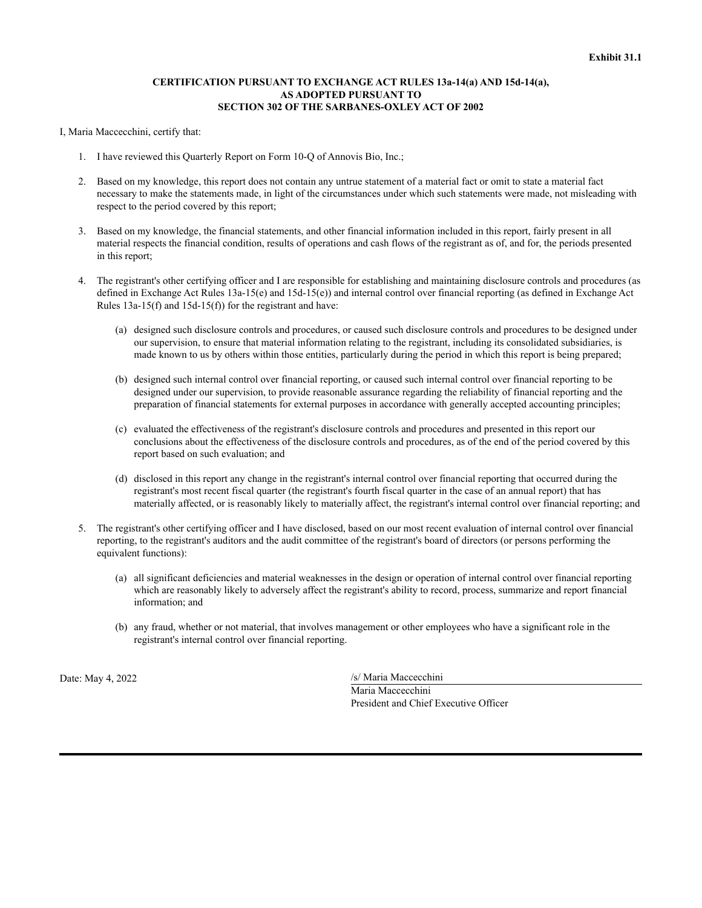**Exhibit 31.1**

**CERTIFICATION PURSUANT TO EXCHANGE ACT RULES 13a-14(a) AND 15d-14(a), AS ADOPTED PURSUANT TO SECTION 302 OF THE SARBANES-OXLEY ACT OF 2002**

I, Maria Maccecchini, certify that:

1. I have reviewed this Quarterly Report on Form 10-Q of Annovis Bio, Inc.;

2. Based on my knowledge, this report does not contain any untrue statement of a material fact or omit to state a material fact necessary to make the statements made, in light of the circumstances under which such statements were made, not misleading with respect to the period covered by this report;

3. Based on my knowledge, the financial statements, and other financial information included in this report, fairly present in all material respects the financial condition, results of operations and cash flows of the registrant as of, and for, the periods presented in this report;

4. The registrant's other certifying officer and I are responsible for establishing and maintaining disclosure controls and procedures (as defined in Exchange Act Rules 13a-15(e) and 15d-15(e)) and internal control over financial reporting (as defined in Exchange Act Rules 13a-15(f) and 15d-15(f)) for the registrant and have:

   (a) designed such disclosure controls and procedures, or caused such disclosure controls and procedures to be designed under our supervision, to ensure that material information relating to the registrant, including its consolidated subsidiaries, is made known to us by others within those entities, particularly during the period in which this report is being prepared;

   (b) designed such internal control over financial reporting, or caused such internal control over financial reporting to be designed under our supervision, to provide reasonable assurance regarding the reliability of financial reporting and the preparation of financial statements for external purposes in accordance with generally accepted accounting principles;

   (c) evaluated the effectiveness of the registrant's disclosure controls and procedures and presented in this report our conclusions about the effectiveness of the disclosure controls and procedures, as of the end of the period covered by this report based on such evaluation; and

   (d) disclosed in this report any change in the registrant's internal control over financial reporting that occurred during the registrant's most recent fiscal quarter (the registrant's fourth fiscal quarter in the case of an annual report) that has materially affected, or is reasonably likely to materially affect, the registrant's internal control over financial reporting; and

5. The registrant's other certifying officer and I have disclosed, based on our most recent evaluation of internal control over financial reporting, to the registrant's auditors and the audit committee of the registrant's board of directors (or persons performing the equivalent functions):

   (a) all significant deficiencies and material weaknesses in the design or operation of internal control over financial reporting which are reasonably likely to adversely affect the registrant's ability to record, process, summarize and report financial information; and

   (b) any fraud, whether or not material, that involves management or other employees who have a significant role in the registrant's internal control over financial reporting.

Date: May 4, 2022

/s/ Maria Maccecchini
Maria Maccecchini
President and Chief Executive Officer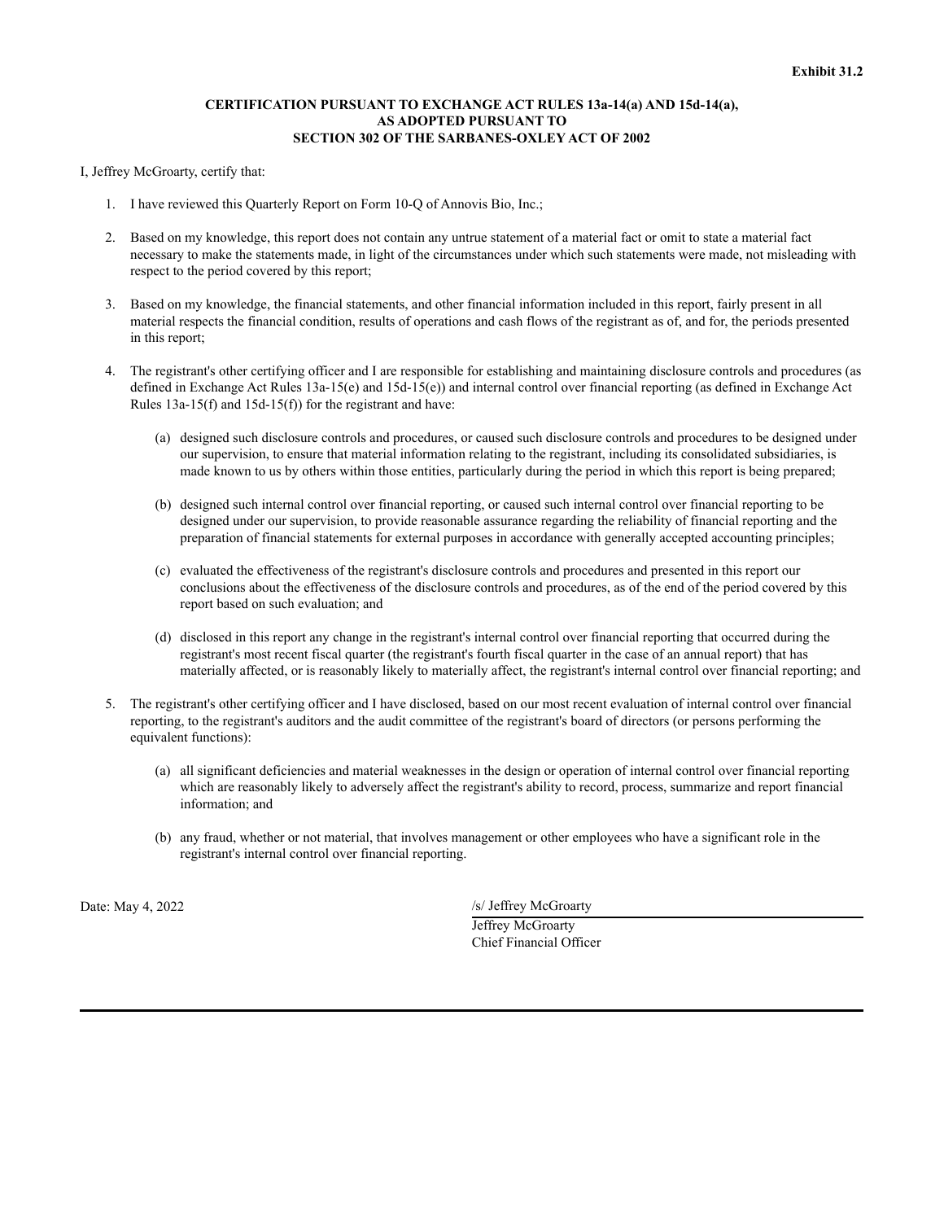**Exhibit 31.2**

**CERTIFICATION PURSUANT TO EXCHANGE ACT RULES 13a-14(a) AND 15d-14(a),**
**AS ADOPTED PURSUANT TO**
**SECTION 302 OF THE SARBANES-OXLEY ACT OF 2002**

I, Jeffrey McGroarty, certify that:

1. I have reviewed this Quarterly Report on Form 10-Q of Annovis Bio, Inc.;

2. Based on my knowledge, this report does not contain any untrue statement of a material fact or omit to state a material fact necessary to make the statements made, in light of the circumstances under which such statements were made, not misleading with respect to the period covered by this report;

3. Based on my knowledge, the financial statements, and other financial information included in this report, fairly present in all material respects the financial condition, results of operations and cash flows of the registrant as of, and for, the periods presented in this report;

4. The registrant's other certifying officer and I are responsible for establishing and maintaining disclosure controls and procedures (as defined in Exchange Act Rules 13a-15(e) and 15d-15(e)) and internal control over financial reporting (as defined in Exchange Act Rules 13a-15(f) and 15d-15(f)) for the registrant and have:

   (a) designed such disclosure controls and procedures, or caused such disclosure controls and procedures to be designed under our supervision, to ensure that material information relating to the registrant, including its consolidated subsidiaries, is made known to us by others within those entities, particularly during the period in which this report is being prepared;

   (b) designed such internal control over financial reporting, or caused such internal control over financial reporting to be designed under our supervision, to provide reasonable assurance regarding the reliability of financial reporting and the preparation of financial statements for external purposes in accordance with generally accepted accounting principles;

   (c) evaluated the effectiveness of the registrant's disclosure controls and procedures and presented in this report our conclusions about the effectiveness of the disclosure controls and procedures, as of the end of the period covered by this report based on such evaluation; and

   (d) disclosed in this report any change in the registrant's internal control over financial reporting that occurred during the registrant's most recent fiscal quarter (the registrant's fourth fiscal quarter in the case of an annual report) that has materially affected, or is reasonably likely to materially affect, the registrant's internal control over financial reporting; and

5. The registrant's other certifying officer and I have disclosed, based on our most recent evaluation of internal control over financial reporting, to the registrant's auditors and the audit committee of the registrant's board of directors (or persons performing the equivalent functions):

   (a) all significant deficiencies and material weaknesses in the design or operation of internal control over financial reporting which are reasonably likely to adversely affect the registrant's ability to record, process, summarize and report financial information; and

   (b) any fraud, whether or not material, that involves management or other employees who have a significant role in the registrant's internal control over financial reporting.

Date: May 4, 2022

/s/ Jeffrey McGroarty
Jeffrey McGroarty
Chief Financial Officer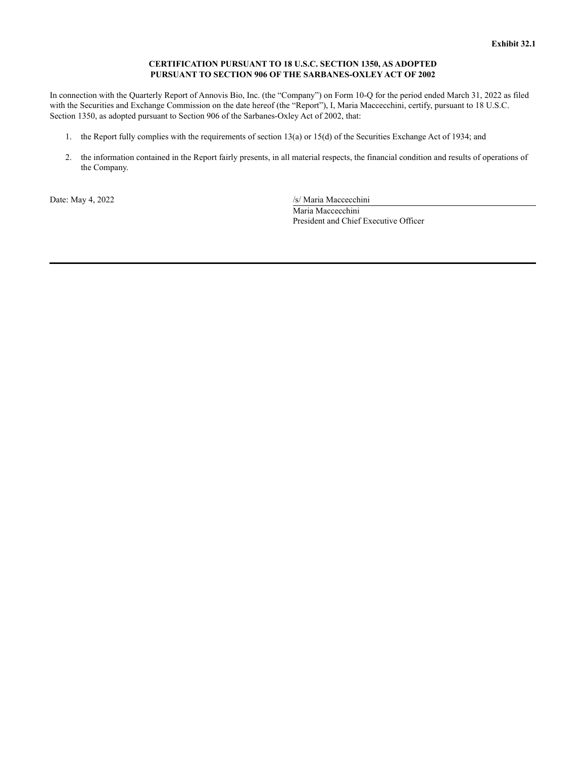**Exhibit 32.1**

**CERTIFICATION PURSUANT TO 18 U.S.C. SECTION 1350, AS ADOPTED PURSUANT TO SECTION 906 OF THE SARBANES-OXLEY ACT OF 2002**

In connection with the Quarterly Report of Annovis Bio, Inc. (the "Company") on Form 10-Q for the period ended March 31, 2022 as filed with the Securities and Exchange Commission on the date hereof (the "Report"), I, Maria Maccecchini, certify, pursuant to 18 U.S.C. Section 1350, as adopted pursuant to Section 906 of the Sarbanes-Oxley Act of 2002, that:

1. the Report fully complies with the requirements of section 13(a) or 15(d) of the Securities Exchange Act of 1934; and
2. the information contained in the Report fairly presents, in all material respects, the financial condition and results of operations of the Company.

Date: May 4, 2022

/s/ Maria Maccecchini
Maria Maccecchini
President and Chief Executive Officer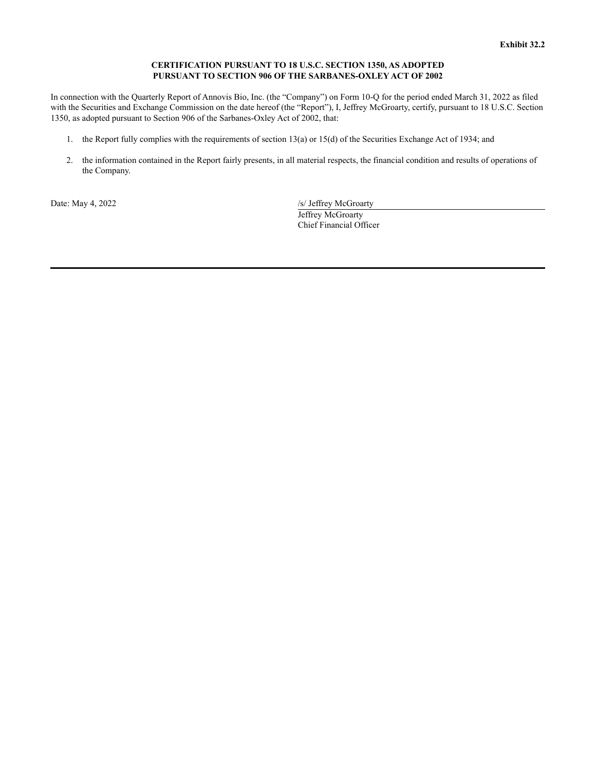**Exhibit 32.2**

**CERTIFICATION PURSUANT TO 18 U.S.C. SECTION 1350, AS ADOPTED PURSUANT TO SECTION 906 OF THE SARBANES-OXLEY ACT OF 2002**

In connection with the Quarterly Report of Annovis Bio, Inc. (the "Company") on Form 10-Q for the period ended March 31, 2022 as filed with the Securities and Exchange Commission on the date hereof (the "Report"), I, Jeffrey McGroarty, certify, pursuant to 18 U.S.C. Section 1350, as adopted pursuant to Section 906 of the Sarbanes-Oxley Act of 2002, that:

1. the Report fully complies with the requirements of section 13(a) or 15(d) of the Securities Exchange Act of 1934; and
2. the information contained in the Report fairly presents, in all material respects, the financial condition and results of operations of the Company.

Date: May 4, 2022

/s/ Jeffrey McGroarty
Jeffrey McGroarty
Chief Financial Officer